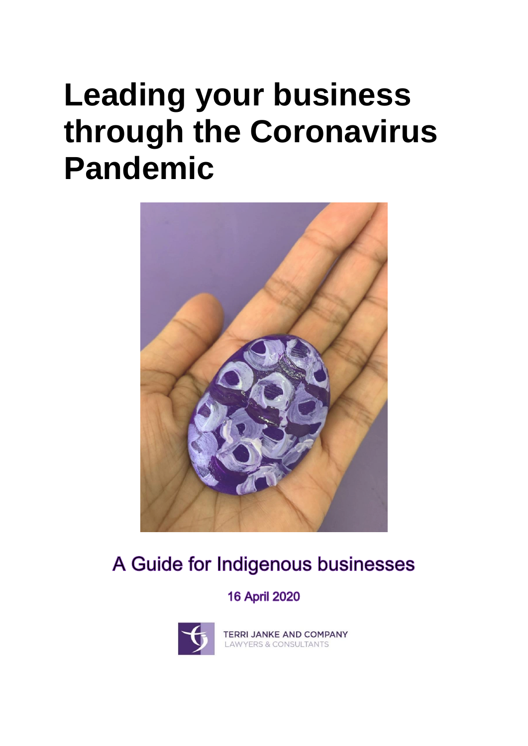# Leading your business through the Coronavirus Pandemic

## A Guide for Indigenous businesses

16 April 2020

TERRI JANKE AND COMPANY
LAWYERS & CONSULTANTS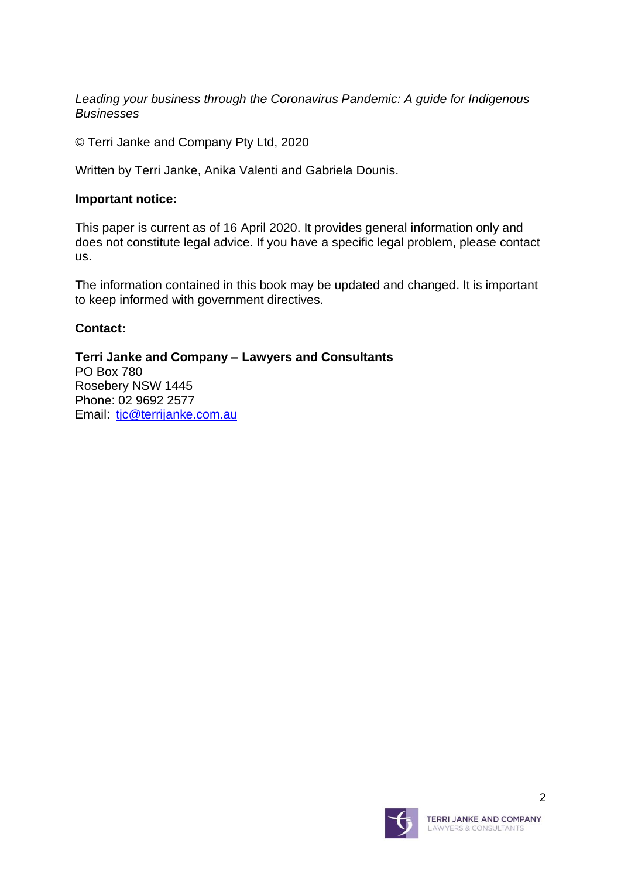*Leading your business through the Coronavirus Pandemic: A guide for Indigenous Businesses*

© Terri Janke and Company Pty Ltd, 2020

Written by Terri Janke, Anika Valenti and Gabriela Dounis.

**Important notice:**

This paper is current as of 16 April 2020. It provides general information only and does not constitute legal advice. If you have a specific legal problem, please contact us.

The information contained in this book may be updated and changed. It is important to keep informed with government directives.

**Contact:**

**Terri Janke and Company – Lawyers and Consultants**
PO Box 780
Rosebery NSW 1445
Phone: 02 9692 2577
Email: [tjc@terrijanke.com.au](mailto:tjc@terrijanke.com.au)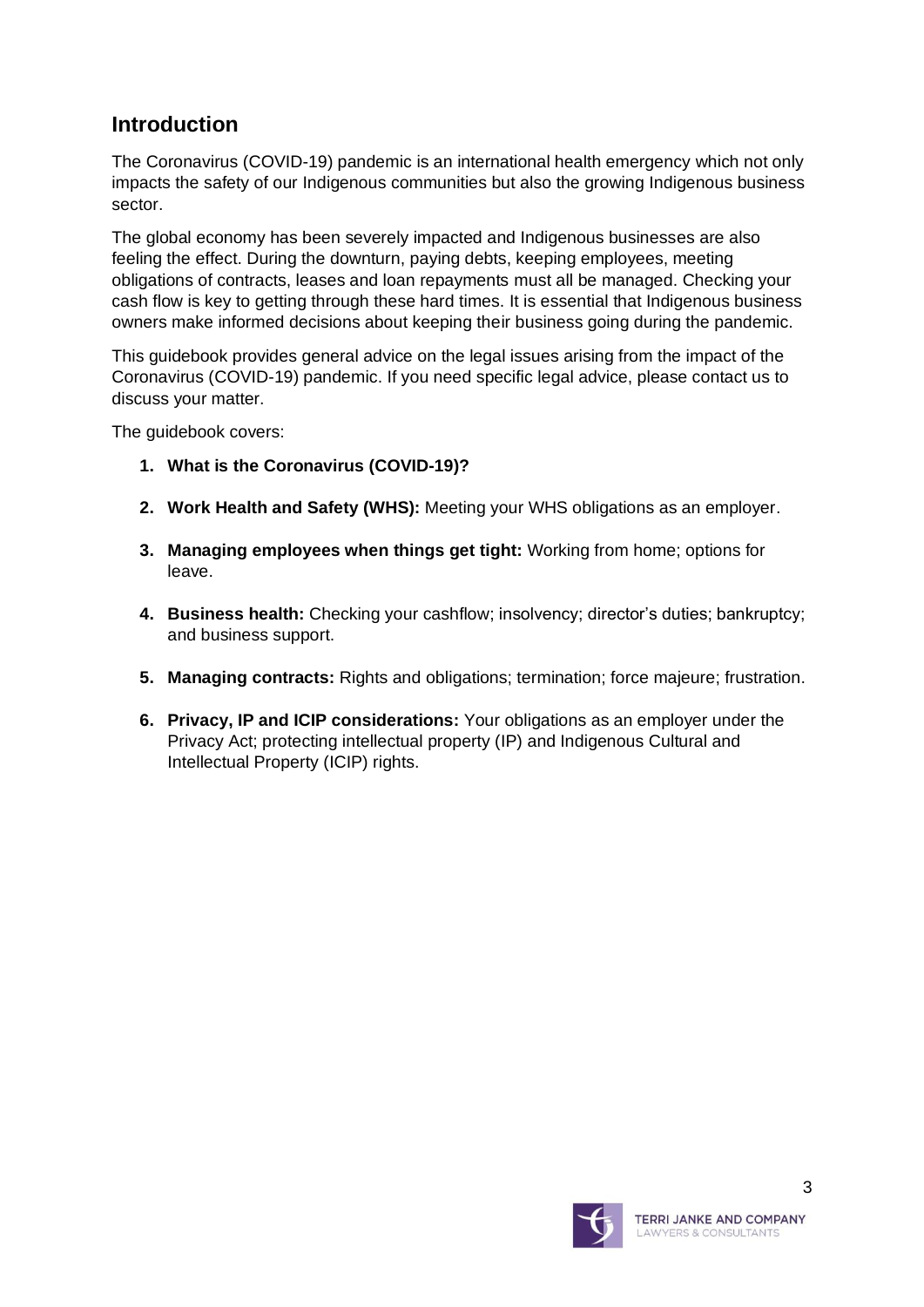## Introduction

The Coronavirus (COVID-19) pandemic is an international health emergency which not only impacts the safety of our Indigenous communities but also the growing Indigenous business sector.

The global economy has been severely impacted and Indigenous businesses are also feeling the effect. During the downturn, paying debts, keeping employees, meeting obligations of contracts, leases and loan repayments must all be managed. Checking your cash flow is key to getting through these hard times. It is essential that Indigenous business owners make informed decisions about keeping their business going during the pandemic.

This guidebook provides general advice on the legal issues arising from the impact of the Coronavirus (COVID-19) pandemic. If you need specific legal advice, please contact us to discuss your matter.

The guidebook covers:

1. **What is the Coronavirus (COVID-19)?**
2. **Work Health and Safety (WHS):** Meeting your WHS obligations as an employer.
3. **Managing employees when things get tight:** Working from home; options for leave.
4. **Business health:** Checking your cashflow; insolvency; director's duties; bankruptcy; and business support.
5. **Managing contracts:** Rights and obligations; termination; force majeure; frustration.
6. **Privacy, IP and ICIP considerations:** Your obligations as an employer under the Privacy Act; protecting intellectual property (IP) and Indigenous Cultural and Intellectual Property (ICIP) rights.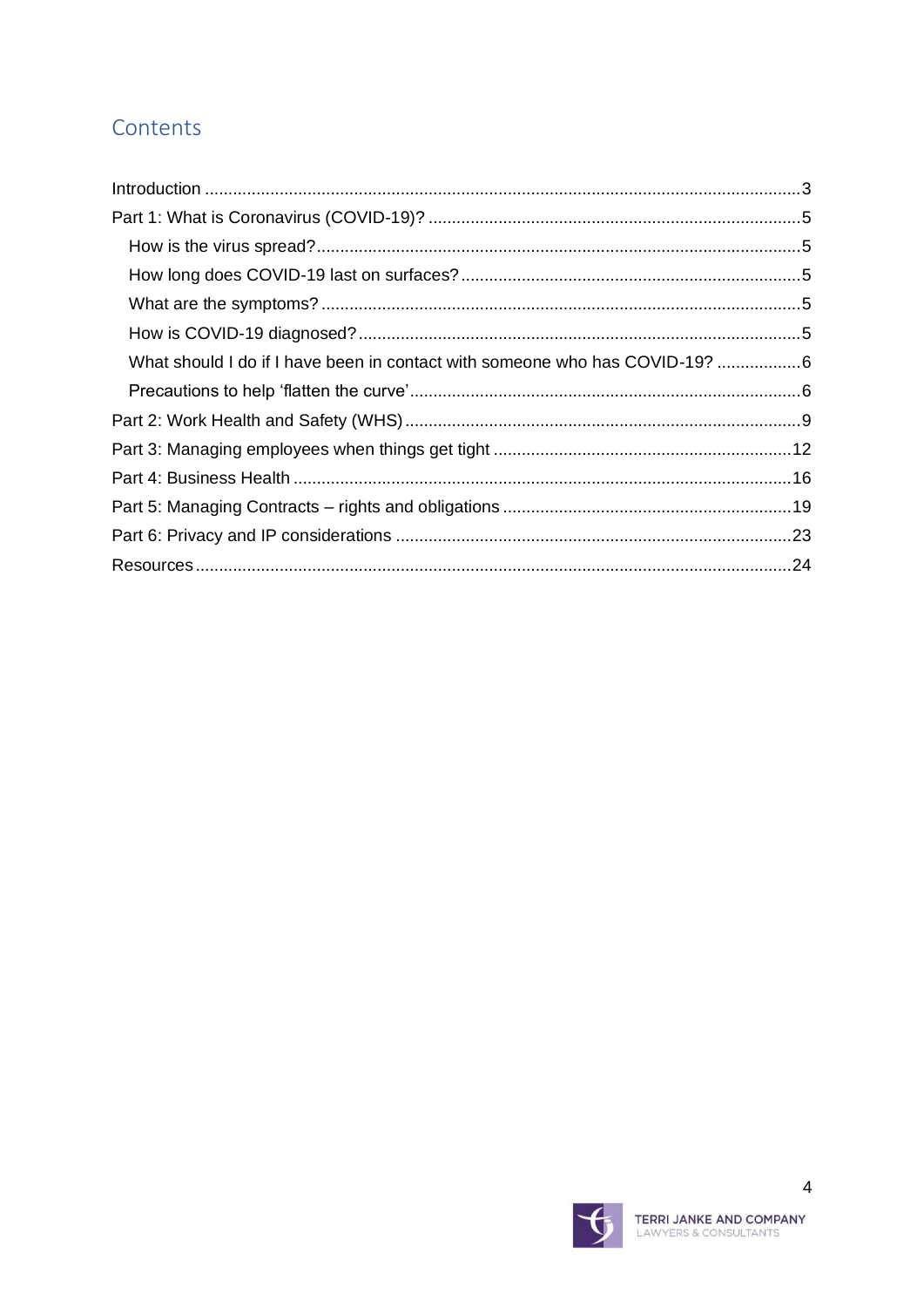## Contents

- Introduction ... 3
- Part 1: What is Coronavirus (COVID-19)? ... 5
  - How is the virus spread? ... 5
  - How long does COVID-19 last on surfaces? ... 5
  - What are the symptoms? ... 5
  - How is COVID-19 diagnosed? ... 5
  - What should I do if I have been in contact with someone who has COVID-19? ... 6
  - Precautions to help ‘flatten the curve’ ... 6
- Part 2: Work Health and Safety (WHS) ... 9
- Part 3: Managing employees when things get tight ... 12
- Part 4: Business Health ... 16
- Part 5: Managing Contracts – rights and obligations ... 19
- Part 6: Privacy and IP considerations ... 23
- Resources ... 24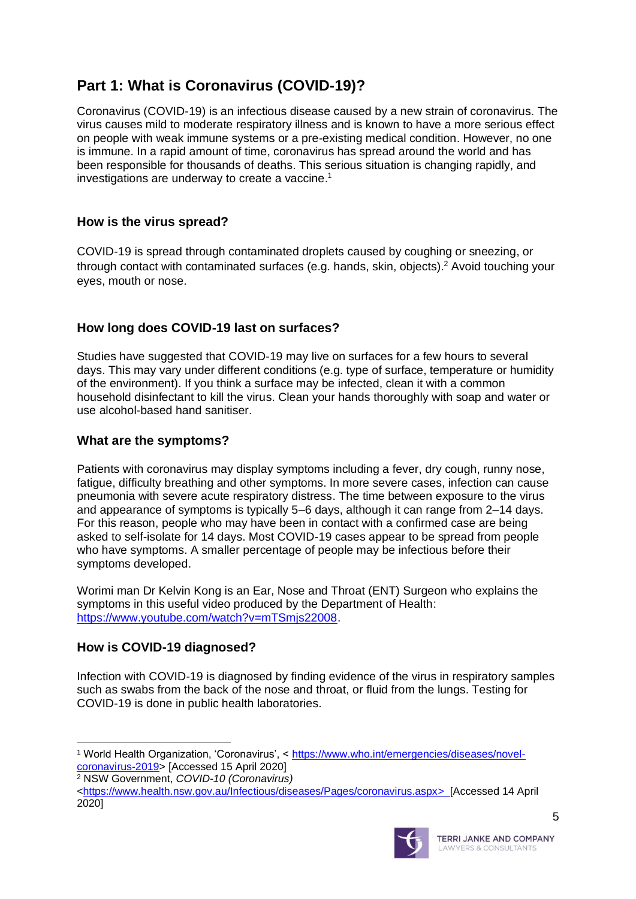## Part 1: What is Coronavirus (COVID-19)?

Coronavirus (COVID-19) is an infectious disease caused by a new strain of coronavirus. The virus causes mild to moderate respiratory illness and is known to have a more serious effect on people with weak immune systems or a pre-existing medical condition. However, no one is immune. In a rapid amount of time, coronavirus has spread around the world and has been responsible for thousands of deaths. This serious situation is changing rapidly, and investigations are underway to create a vaccine.[1]

### How is the virus spread?

COVID-19 is spread through contaminated droplets caused by coughing or sneezing, or through contact with contaminated surfaces (e.g. hands, skin, objects).[2] Avoid touching your eyes, mouth or nose.

### How long does COVID-19 last on surfaces?

Studies have suggested that COVID-19 may live on surfaces for a few hours to several days. This may vary under different conditions (e.g. type of surface, temperature or humidity of the environment). If you think a surface may be infected, clean it with a common household disinfectant to kill the virus. Clean your hands thoroughly with soap and water or use alcohol-based hand sanitiser.

### What are the symptoms?

Patients with coronavirus may display symptoms including a fever, dry cough, runny nose, fatigue, difficulty breathing and other symptoms. In more severe cases, infection can cause pneumonia with severe acute respiratory distress. The time between exposure to the virus and appearance of symptoms is typically 5–6 days, although it can range from 2–14 days. For this reason, people who may have been in contact with a confirmed case are being asked to self-isolate for 14 days. Most COVID-19 cases appear to be spread from people who have symptoms. A smaller percentage of people may be infectious before their symptoms developed.

Worimi man Dr Kelvin Kong is an Ear, Nose and Throat (ENT) Surgeon who explains the symptoms in this useful video produced by the Department of Health: https://www.youtube.com/watch?v=mTSmjs22008.

### How is COVID-19 diagnosed?

Infection with COVID-19 is diagnosed by finding evidence of the virus in respiratory samples such as swabs from the back of the nose and throat, or fluid from the lungs. Testing for COVID-19 is done in public health laboratories.

---

[1] World Health Organization, 'Coronavirus', < https://www.who.int/emergencies/diseases/novel-coronavirus-2019> [Accessed 15 April 2020]

[2] NSW Government, *COVID-10 (Coronavirus)* <https://www.health.nsw.gov.au/Infectious/diseases/Pages/coronavirus.aspx> [Accessed 14 April 2020]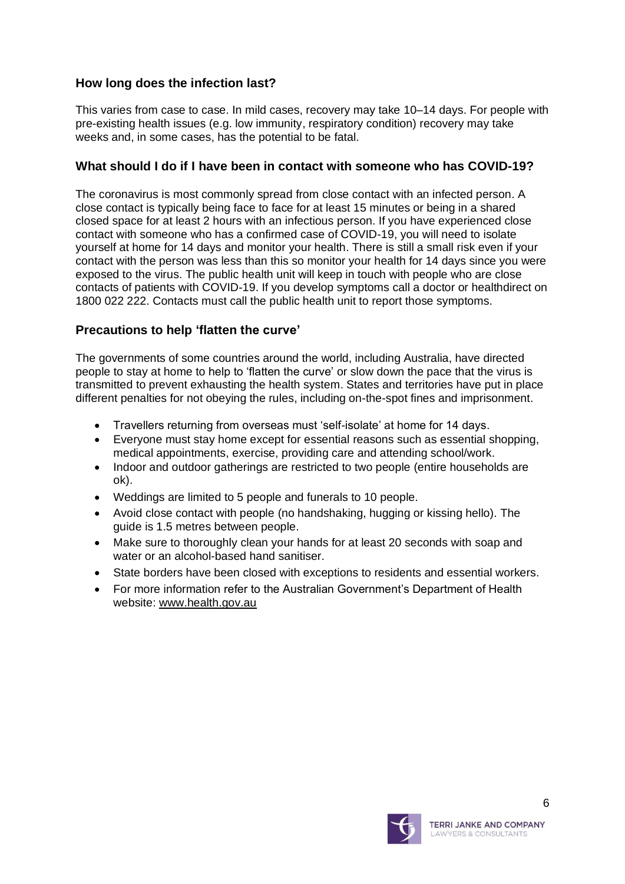### How long does the infection last?

This varies from case to case. In mild cases, recovery may take 10–14 days. For people with pre-existing health issues (e.g. low immunity, respiratory condition) recovery may take weeks and, in some cases, has the potential to be fatal.

### What should I do if I have been in contact with someone who has COVID-19?

The coronavirus is most commonly spread from close contact with an infected person. A close contact is typically being face to face for at least 15 minutes or being in a shared closed space for at least 2 hours with an infectious person. If you have experienced close contact with someone who has a confirmed case of COVID-19, you will need to isolate yourself at home for 14 days and monitor your health. There is still a small risk even if your contact with the person was less than this so monitor your health for 14 days since you were exposed to the virus. The public health unit will keep in touch with people who are close contacts of patients with COVID-19. If you develop symptoms call a doctor or healthdirect on 1800 022 222. Contacts must call the public health unit to report those symptoms.

### Precautions to help 'flatten the curve'

The governments of some countries around the world, including Australia, have directed people to stay at home to help to 'flatten the curve' or slow down the pace that the virus is transmitted to prevent exhausting the health system. States and territories have put in place different penalties for not obeying the rules, including on-the-spot fines and imprisonment.

- Travellers returning from overseas must 'self-isolate' at home for 14 days.
- Everyone must stay home except for essential reasons such as essential shopping, medical appointments, exercise, providing care and attending school/work.
- Indoor and outdoor gatherings are restricted to two people (entire households are ok).
- Weddings are limited to 5 people and funerals to 10 people.
- Avoid close contact with people (no handshaking, hugging or kissing hello). The guide is 1.5 metres between people.
- Make sure to thoroughly clean your hands for at least 20 seconds with soap and water or an alcohol-based hand sanitiser.
- State borders have been closed with exceptions to residents and essential workers.
- For more information refer to the Australian Government's Department of Health website: www.health.gov.au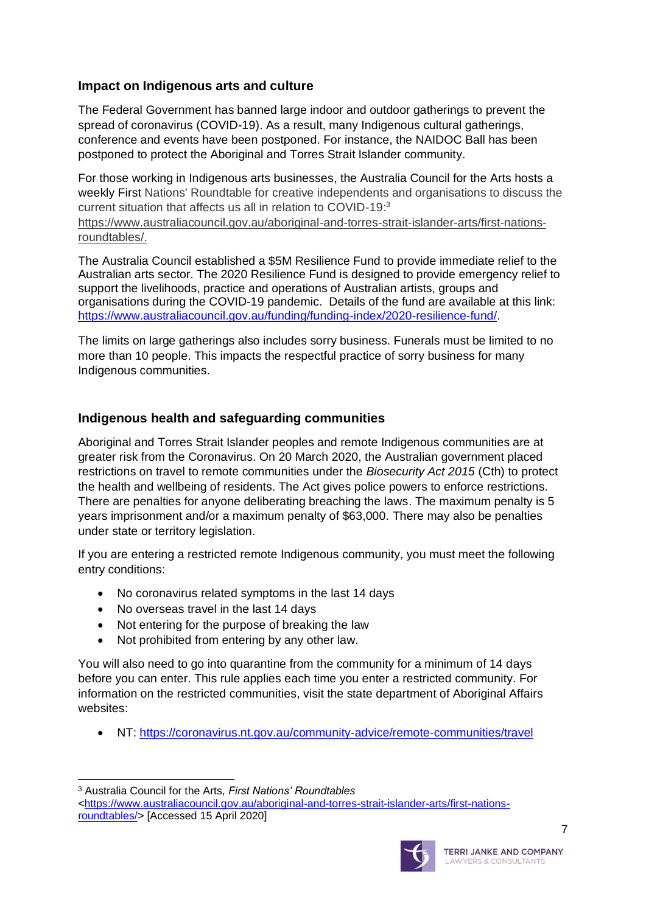## Impact on Indigenous arts and culture

The Federal Government has banned large indoor and outdoor gatherings to prevent the spread of coronavirus (COVID-19). As a result, many Indigenous cultural gatherings, conference and events have been postponed. For instance, the NAIDOC Ball has been postponed to protect the Aboriginal and Torres Strait Islander community.

For those working in Indigenous arts businesses, the Australia Council for the Arts hosts a weekly First Nations' Roundtable for creative independents and organisations to discuss the current situation that affects us all in relation to COVID-19:[3] https://www.australiacouncil.gov.au/aboriginal-and-torres-strait-islander-arts/first-nations-roundtables/.

The Australia Council established a $5M Resilience Fund to provide immediate relief to the Australian arts sector. The 2020 Resilience Fund is designed to provide emergency relief to support the livelihoods, practice and operations of Australian artists, groups and organisations during the COVID-19 pandemic. Details of the fund are available at this link: https://www.australiacouncil.gov.au/funding/funding-index/2020-resilience-fund/.

The limits on large gatherings also includes sorry business. Funerals must be limited to no more than 10 people. This impacts the respectful practice of sorry business for many Indigenous communities.

## Indigenous health and safeguarding communities

Aboriginal and Torres Strait Islander peoples and remote Indigenous communities are at greater risk from the Coronavirus. On 20 March 2020, the Australian government placed restrictions on travel to remote communities under the *Biosecurity Act 2015* (Cth) to protect the health and wellbeing of residents. The Act gives police powers to enforce restrictions. There are penalties for anyone deliberating breaching the laws. The maximum penalty is 5 years imprisonment and/or a maximum penalty of $63,000. There may also be penalties under state or territory legislation.

If you are entering a restricted remote Indigenous community, you must meet the following entry conditions:

- No coronavirus related symptoms in the last 14 days
- No overseas travel in the last 14 days
- Not entering for the purpose of breaking the law
- Not prohibited from entering by any other law.

You will also need to go into quarantine from the community for a minimum of 14 days before you can enter. This rule applies each time you enter a restricted community. For information on the restricted communities, visit the state department of Aboriginal Affairs websites:

- NT: https://coronavirus.nt.gov.au/community-advice/remote-communities/travel

---

[3] Australia Council for the Arts, *First Nations' Roundtables* <https://www.australiacouncil.gov.au/aboriginal-and-torres-strait-islander-arts/first-nations-roundtables/> [Accessed 15 April 2020]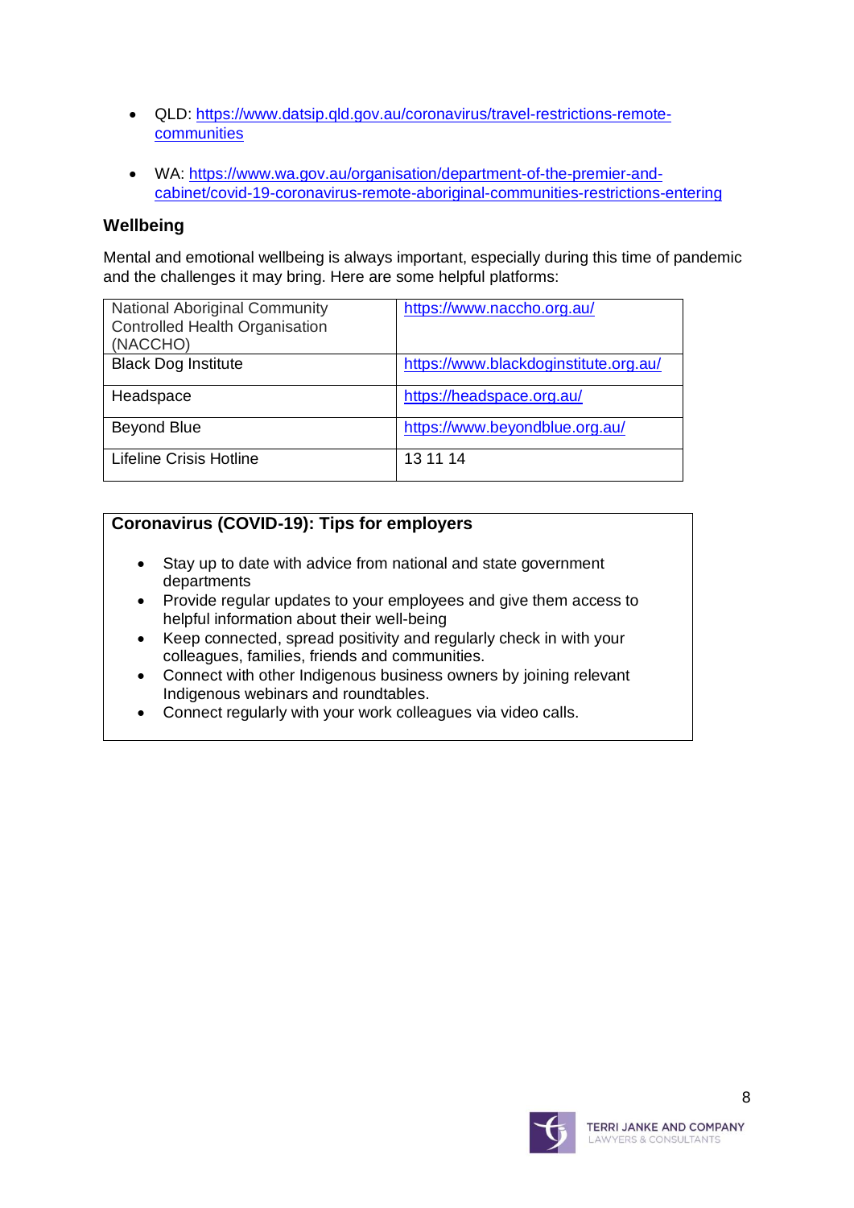- QLD: https://www.datsip.qld.gov.au/coronavirus/travel-restrictions-remote-communities
- WA: https://www.wa.gov.au/organisation/department-of-the-premier-and-cabinet/covid-19-coronavirus-remote-aboriginal-communities-restrictions-entering

### Wellbeing

Mental and emotional wellbeing is always important, especially during this time of pandemic and the challenges it may bring. Here are some helpful platforms:

| | |
|---|---|
| National Aboriginal Community Controlled Health Organisation (NACCHO) | https://www.naccho.org.au/ |
| Black Dog Institute | https://www.blackdoginstitute.org.au/ |
| Headspace | https://headspace.org.au/ |
| Beyond Blue | https://www.beyondblue.org.au/ |
| Lifeline Crisis Hotline | 13 11 14 |

**Coronavirus (COVID-19): Tips for employers**

- Stay up to date with advice from national and state government departments
- Provide regular updates to your employees and give them access to helpful information about their well-being
- Keep connected, spread positivity and regularly check in with your colleagues, families, friends and communities.
- Connect with other Indigenous business owners by joining relevant Indigenous webinars and roundtables.
- Connect regularly with your work colleagues via video calls.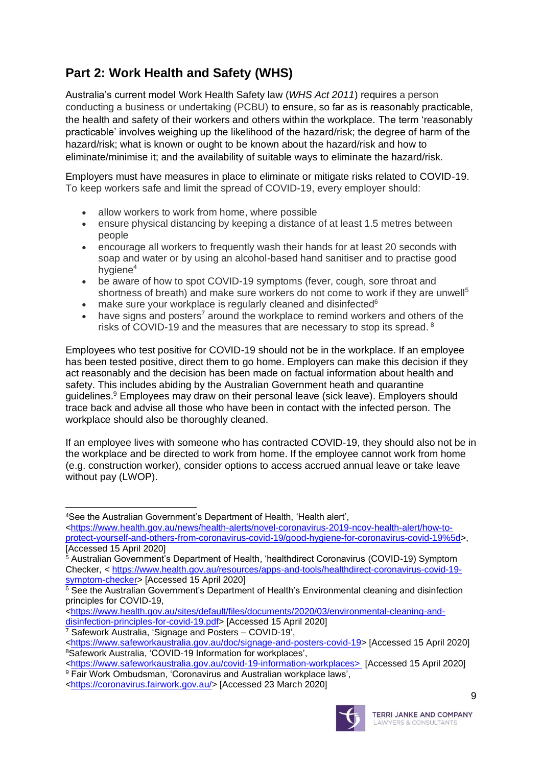## Part 2: Work Health and Safety (WHS)

Australia's current model Work Health Safety law (*WHS Act 2011*) requires a person conducting a business or undertaking (PCBU) to ensure, so far as is reasonably practicable, the health and safety of their workers and others within the workplace. The term 'reasonably practicable' involves weighing up the likelihood of the hazard/risk; the degree of harm of the hazard/risk; what is known or ought to be known about the hazard/risk and how to eliminate/minimise it; and the availability of suitable ways to eliminate the hazard/risk.

Employers must have measures in place to eliminate or mitigate risks related to COVID-19. To keep workers safe and limit the spread of COVID-19, every employer should:

- allow workers to work from home, where possible
- ensure physical distancing by keeping a distance of at least 1.5 metres between people
- encourage all workers to frequently wash their hands for at least 20 seconds with soap and water or by using an alcohol-based hand sanitiser and to practise good hygiene[4]
- be aware of how to spot COVID-19 symptoms (fever, cough, sore throat and shortness of breath) and make sure workers do not come to work if they are unwell[5]
- make sure your workplace is regularly cleaned and disinfected[6]
- have signs and posters[7] around the workplace to remind workers and others of the risks of COVID-19 and the measures that are necessary to stop its spread.[8]

Employees who test positive for COVID-19 should not be in the workplace. If an employee has been tested positive, direct them to go home. Employers can make this decision if they act reasonably and the decision has been made on factual information about health and safety. This includes abiding by the Australian Government heath and quarantine guidelines.[9] Employees may draw on their personal leave (sick leave). Employers should trace back and advise all those who have been in contact with the infected person. The workplace should also be thoroughly cleaned.

If an employee lives with someone who has contracted COVID-19, they should also not be in the workplace and be directed to work from home. If the employee cannot work from home (e.g. construction worker), consider options to access accrued annual leave or take leave without pay (LWOP).

---

[4] See the Australian Government's Department of Health, 'Health alert', <https://www.health.gov.au/news/health-alerts/novel-coronavirus-2019-ncov-health-alert/how-to-protect-yourself-and-others-from-coronavirus-covid-19/good-hygiene-for-coronavirus-covid-19%5d>, [Accessed 15 April 2020]

[5] Australian Government's Department of Health, 'healthdirect Coronavirus (COVID-19) Symptom Checker, < https://www.health.gov.au/resources/apps-and-tools/healthdirect-coronavirus-covid-19-symptom-checker> [Accessed 15 April 2020]

[6] See the Australian Government's Department of Health's Environmental cleaning and disinfection principles for COVID-19, <https://www.health.gov.au/sites/default/files/documents/2020/03/environmental-cleaning-and-disinfection-principles-for-covid-19.pdf> [Accessed 15 April 2020]

[7] Safework Australia, 'Signage and Posters – COVID-19', <https://www.safeworkaustralia.gov.au/doc/signage-and-posters-covid-19> [Accessed 15 April 2020]

[8] Safework Australia, 'COVID-19 Information for workplaces', <https://www.safeworkaustralia.gov.au/covid-19-information-workplaces> [Accessed 15 April 2020]

[9] Fair Work Ombudsman, 'Coronavirus and Australian workplace laws', <https://coronavirus.fairwork.gov.au/> [Accessed 23 March 2020]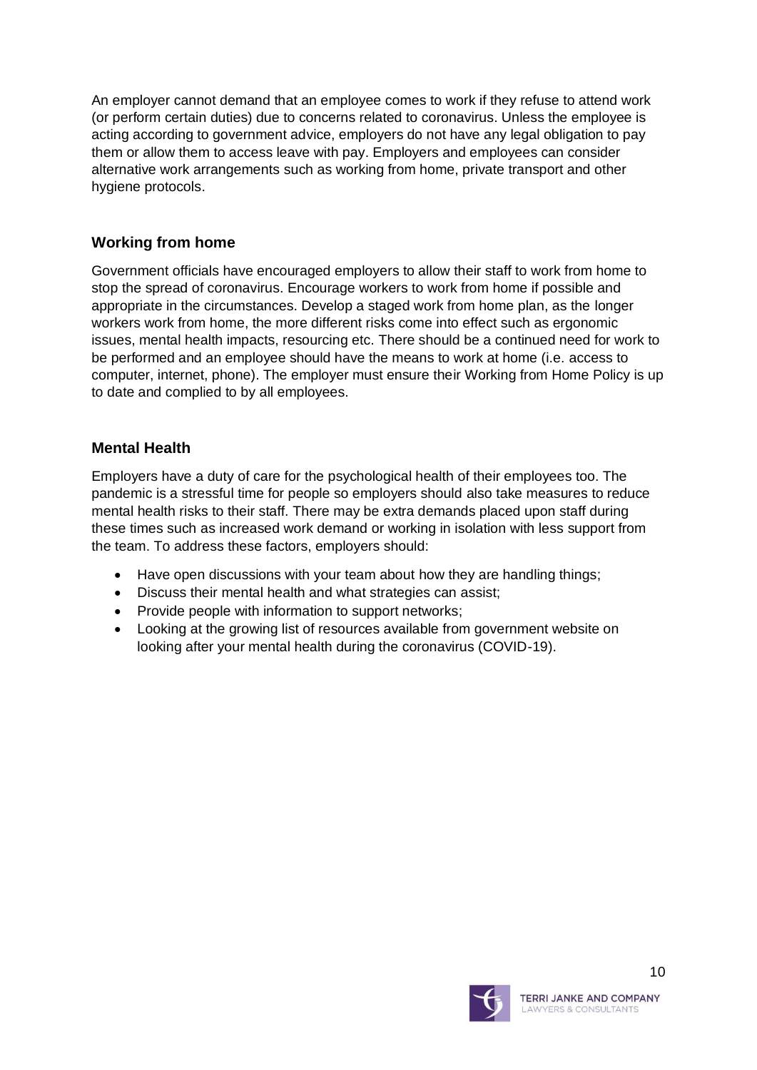An employer cannot demand that an employee comes to work if they refuse to attend work (or perform certain duties) due to concerns related to coronavirus. Unless the employee is acting according to government advice, employers do not have any legal obligation to pay them or allow them to access leave with pay. Employers and employees can consider alternative work arrangements such as working from home, private transport and other hygiene protocols.

## Working from home

Government officials have encouraged employers to allow their staff to work from home to stop the spread of coronavirus. Encourage workers to work from home if possible and appropriate in the circumstances. Develop a staged work from home plan, as the longer workers work from home, the more different risks come into effect such as ergonomic issues, mental health impacts, resourcing etc. There should be a continued need for work to be performed and an employee should have the means to work at home (i.e. access to computer, internet, phone). The employer must ensure their Working from Home Policy is up to date and complied to by all employees.

## Mental Health

Employers have a duty of care for the psychological health of their employees too. The pandemic is a stressful time for people so employers should also take measures to reduce mental health risks to their staff. There may be extra demands placed upon staff during these times such as increased work demand or working in isolation with less support from the team. To address these factors, employers should:

- Have open discussions with your team about how they are handling things;
- Discuss their mental health and what strategies can assist;
- Provide people with information to support networks;
- Looking at the growing list of resources available from government website on looking after your mental health during the coronavirus (COVID-19).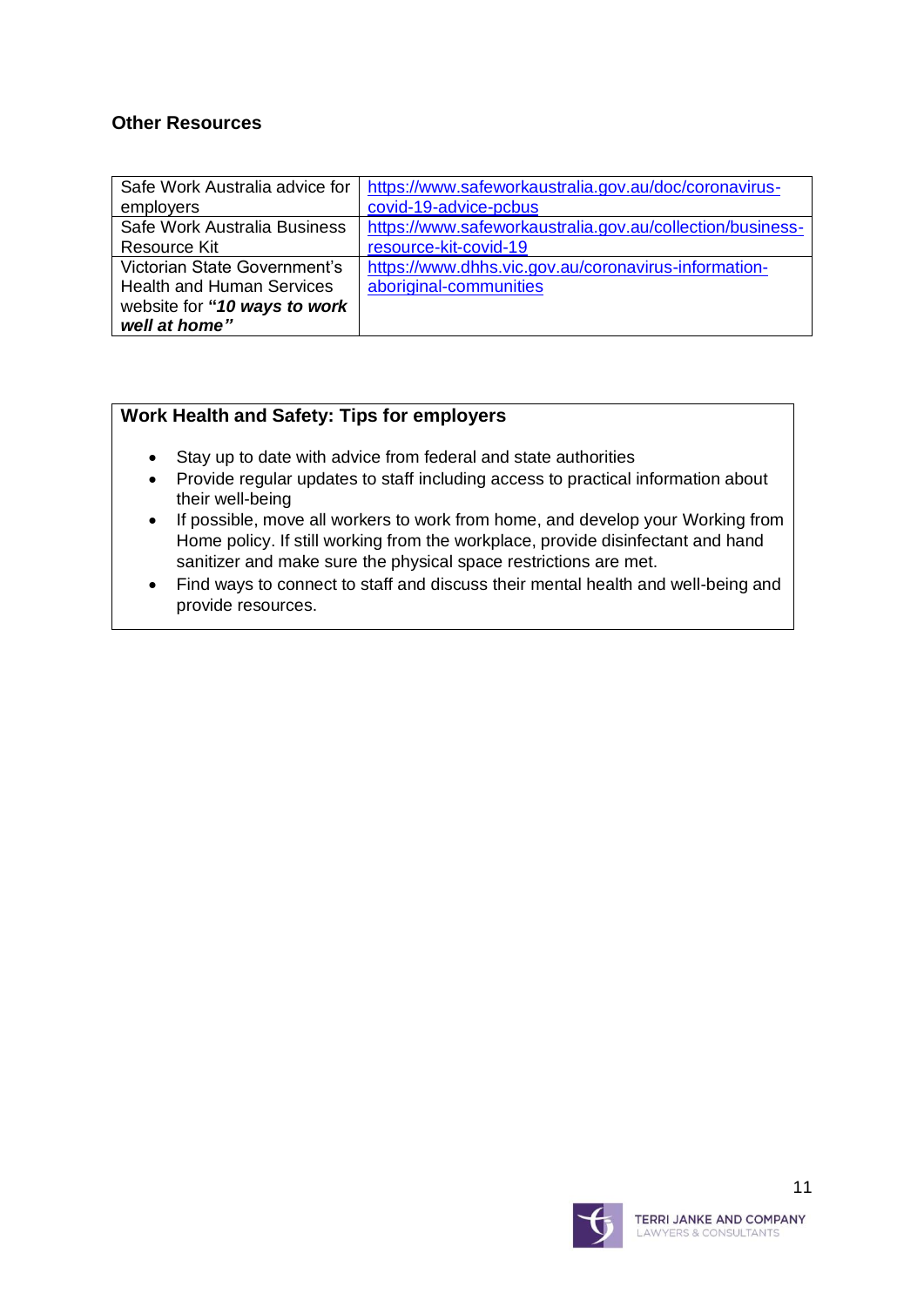### Other Resources

| | |
|---|---|
| Safe Work Australia advice for employers | https://www.safeworkaustralia.gov.au/doc/coronavirus-covid-19-advice-pcbus |
| Safe Work Australia Business Resource Kit | https://www.safeworkaustralia.gov.au/collection/business-resource-kit-covid-19 |
| Victorian State Government's Health and Human Services website for ***"10 ways to work well at home"*** | https://www.dhhs.vic.gov.au/coronavirus-information-aboriginal-communities |

**Work Health and Safety: Tips for employers**

- Stay up to date with advice from federal and state authorities
- Provide regular updates to staff including access to practical information about their well-being
- If possible, move all workers to work from home, and develop your Working from Home policy. If still working from the workplace, provide disinfectant and hand sanitizer and make sure the physical space restrictions are met.
- Find ways to connect to staff and discuss their mental health and well-being and provide resources.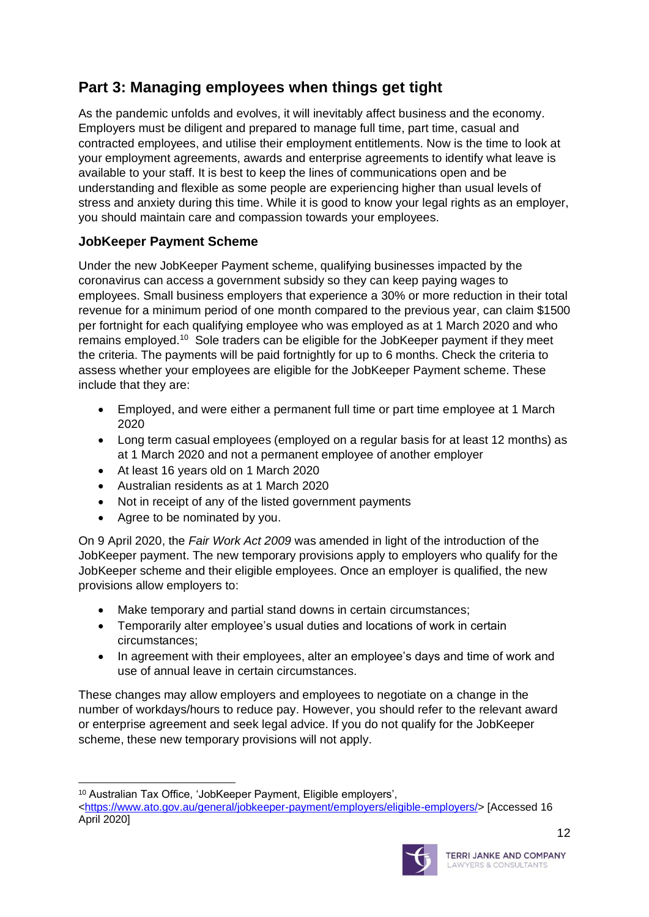## Part 3: Managing employees when things get tight

As the pandemic unfolds and evolves, it will inevitably affect business and the economy. Employers must be diligent and prepared to manage full time, part time, casual and contracted employees, and utilise their employment entitlements. Now is the time to look at your employment agreements, awards and enterprise agreements to identify what leave is available to your staff. It is best to keep the lines of communications open and be understanding and flexible as some people are experiencing higher than usual levels of stress and anxiety during this time. While it is good to know your legal rights as an employer, you should maintain care and compassion towards your employees.

### JobKeeper Payment Scheme

Under the new JobKeeper Payment scheme, qualifying businesses impacted by the coronavirus can access a government subsidy so they can keep paying wages to employees. Small business employers that experience a 30% or more reduction in their total revenue for a minimum period of one month compared to the previous year, can claim $1500 per fortnight for each qualifying employee who was employed as at 1 March 2020 and who remains employed.[10] Sole traders can be eligible for the JobKeeper payment if they meet the criteria. The payments will be paid fortnightly for up to 6 months. Check the criteria to assess whether your employees are eligible for the JobKeeper Payment scheme. These include that they are:

- Employed, and were either a permanent full time or part time employee at 1 March 2020
- Long term casual employees (employed on a regular basis for at least 12 months) as at 1 March 2020 and not a permanent employee of another employer
- At least 16 years old on 1 March 2020
- Australian residents as at 1 March 2020
- Not in receipt of any of the listed government payments
- Agree to be nominated by you.

On 9 April 2020, the *Fair Work Act 2009* was amended in light of the introduction of the JobKeeper payment. The new temporary provisions apply to employers who qualify for the JobKeeper scheme and their eligible employees. Once an employer is qualified, the new provisions allow employers to:

- Make temporary and partial stand downs in certain circumstances;
- Temporarily alter employee's usual duties and locations of work in certain circumstances;
- In agreement with their employees, alter an employee's days and time of work and use of annual leave in certain circumstances.

These changes may allow employers and employees to negotiate on a change in the number of workdays/hours to reduce pay. However, you should refer to the relevant award or enterprise agreement and seek legal advice. If you do not qualify for the JobKeeper scheme, these new temporary provisions will not apply.

---

[10] Australian Tax Office, 'JobKeeper Payment, Eligible employers', <https://www.ato.gov.au/general/jobkeeper-payment/employers/eligible-employers/> [Accessed 16 April 2020]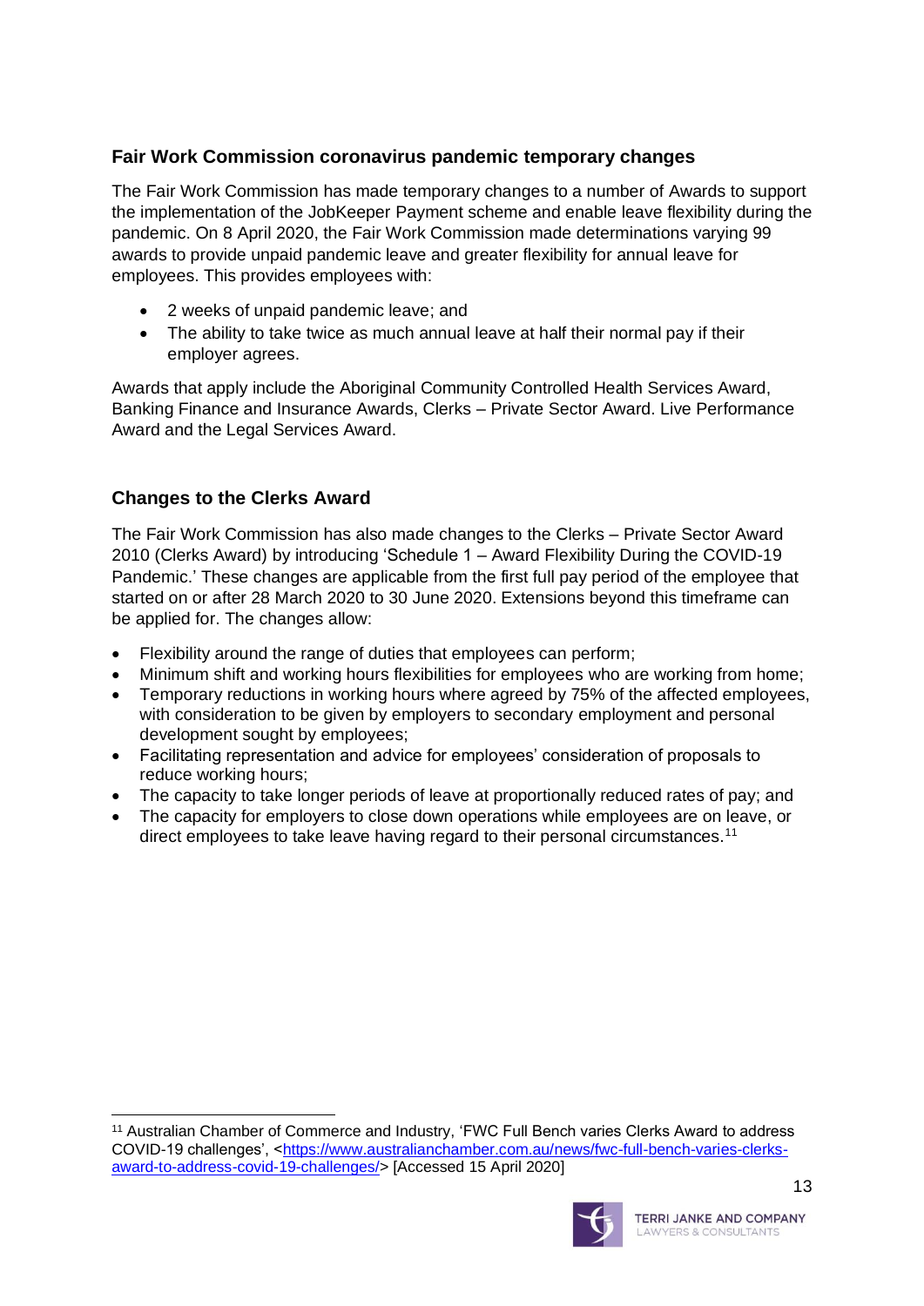## Fair Work Commission coronavirus pandemic temporary changes

The Fair Work Commission has made temporary changes to a number of Awards to support the implementation of the JobKeeper Payment scheme and enable leave flexibility during the pandemic. On 8 April 2020, the Fair Work Commission made determinations varying 99 awards to provide unpaid pandemic leave and greater flexibility for annual leave for employees. This provides employees with:

- 2 weeks of unpaid pandemic leave; and
- The ability to take twice as much annual leave at half their normal pay if their employer agrees.

Awards that apply include the Aboriginal Community Controlled Health Services Award, Banking Finance and Insurance Awards, Clerks – Private Sector Award. Live Performance Award and the Legal Services Award.

## Changes to the Clerks Award

The Fair Work Commission has also made changes to the Clerks – Private Sector Award 2010 (Clerks Award) by introducing 'Schedule 1 – Award Flexibility During the COVID-19 Pandemic.' These changes are applicable from the first full pay period of the employee that started on or after 28 March 2020 to 30 June 2020. Extensions beyond this timeframe can be applied for. The changes allow:

- Flexibility around the range of duties that employees can perform;
- Minimum shift and working hours flexibilities for employees who are working from home;
- Temporary reductions in working hours where agreed by 75% of the affected employees, with consideration to be given by employers to secondary employment and personal development sought by employees;
- Facilitating representation and advice for employees' consideration of proposals to reduce working hours;
- The capacity to take longer periods of leave at proportionally reduced rates of pay; and
- The capacity for employers to close down operations while employees are on leave, or direct employees to take leave having regard to their personal circumstances.[11]

---

[11] Australian Chamber of Commerce and Industry, 'FWC Full Bench varies Clerks Award to address COVID-19 challenges', <https://www.australianchamber.com.au/news/fwc-full-bench-varies-clerks-award-to-address-covid-19-challenges/> [Accessed 15 April 2020]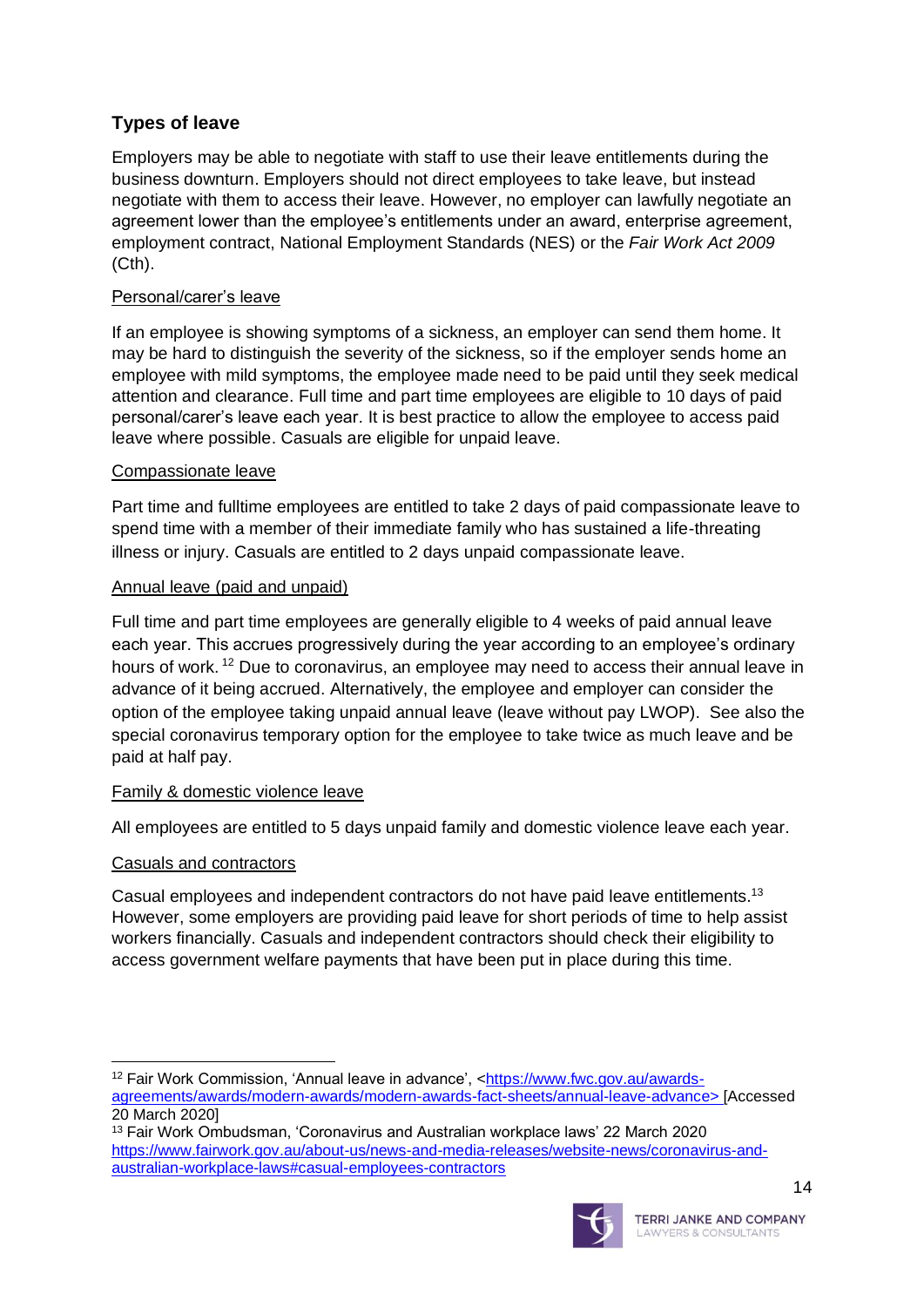## Types of leave

Employers may be able to negotiate with staff to use their leave entitlements during the business downturn. Employers should not direct employees to take leave, but instead negotiate with them to access their leave. However, no employer can lawfully negotiate an agreement lower than the employee's entitlements under an award, enterprise agreement, employment contract, National Employment Standards (NES) or the *Fair Work Act 2009* (Cth).

### Personal/carer's leave

If an employee is showing symptoms of a sickness, an employer can send them home. It may be hard to distinguish the severity of the sickness, so if the employer sends home an employee with mild symptoms, the employee made need to be paid until they seek medical attention and clearance. Full time and part time employees are eligible to 10 days of paid personal/carer's leave each year. It is best practice to allow the employee to access paid leave where possible. Casuals are eligible for unpaid leave.

### Compassionate leave

Part time and fulltime employees are entitled to take 2 days of paid compassionate leave to spend time with a member of their immediate family who has sustained a life-threating illness or injury. Casuals are entitled to 2 days unpaid compassionate leave.

### Annual leave (paid and unpaid)

Full time and part time employees are generally eligible to 4 weeks of paid annual leave each year. This accrues progressively during the year according to an employee's ordinary hours of work.[12] Due to coronavirus, an employee may need to access their annual leave in advance of it being accrued. Alternatively, the employee and employer can consider the option of the employee taking unpaid annual leave (leave without pay LWOP). See also the special coronavirus temporary option for the employee to take twice as much leave and be paid at half pay.

### Family & domestic violence leave

All employees are entitled to 5 days unpaid family and domestic violence leave each year.

### Casuals and contractors

Casual employees and independent contractors do not have paid leave entitlements.[13] However, some employers are providing paid leave for short periods of time to help assist workers financially. Casuals and independent contractors should check their eligibility to access government welfare payments that have been put in place during this time.

---

[12] Fair Work Commission, 'Annual leave in advance', <https://www.fwc.gov.au/awards-agreements/awards/modern-awards/modern-awards-fact-sheets/annual-leave-advance> [Accessed 20 March 2020]

[13] Fair Work Ombudsman, 'Coronavirus and Australian workplace laws' 22 March 2020 https://www.fairwork.gov.au/about-us/news-and-media-releases/website-news/coronavirus-and-australian-workplace-laws#casual-employees-contractors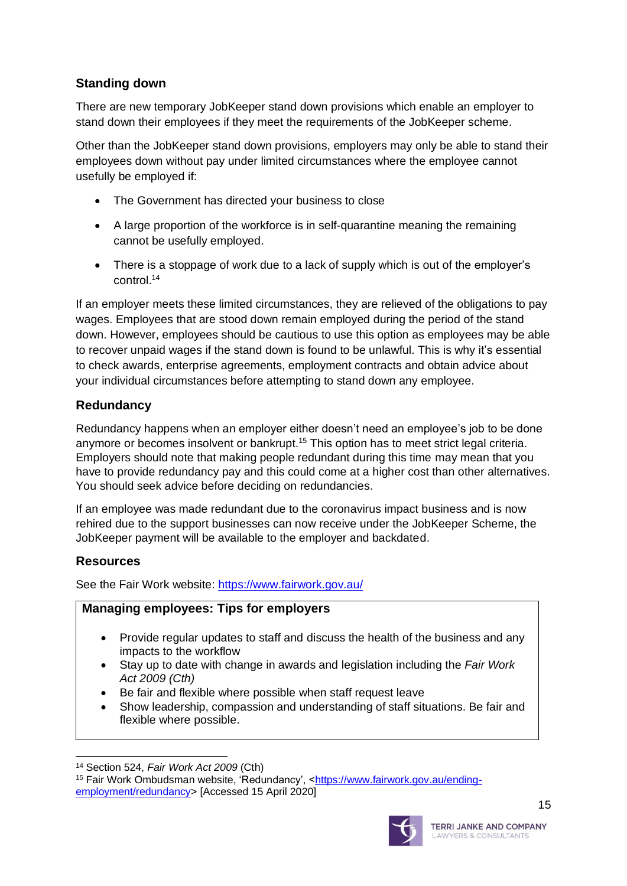## Standing down

There are new temporary JobKeeper stand down provisions which enable an employer to stand down their employees if they meet the requirements of the JobKeeper scheme.

Other than the JobKeeper stand down provisions, employers may only be able to stand their employees down without pay under limited circumstances where the employee cannot usefully be employed if:

- The Government has directed your business to close
- A large proportion of the workforce is in self-quarantine meaning the remaining cannot be usefully employed.
- There is a stoppage of work due to a lack of supply which is out of the employer's control.[14]

If an employer meets these limited circumstances, they are relieved of the obligations to pay wages. Employees that are stood down remain employed during the period of the stand down. However, employees should be cautious to use this option as employees may be able to recover unpaid wages if the stand down is found to be unlawful. This is why it's essential to check awards, enterprise agreements, employment contracts and obtain advice about your individual circumstances before attempting to stand down any employee.

## Redundancy

Redundancy happens when an employer either doesn't need an employee's job to be done anymore or becomes insolvent or bankrupt.[15] This option has to meet strict legal criteria. Employers should note that making people redundant during this time may mean that you have to provide redundancy pay and this could come at a higher cost than other alternatives. You should seek advice before deciding on redundancies.

If an employee was made redundant due to the coronavirus impact business and is now rehired due to the support businesses can now receive under the JobKeeper Scheme, the JobKeeper payment will be available to the employer and backdated.

## Resources

See the Fair Work website: https://www.fairwork.gov.au/

**Managing employees: Tips for employers**

- Provide regular updates to staff and discuss the health of the business and any impacts to the workflow
- Stay up to date with change in awards and legislation including the *Fair Work Act 2009 (Cth)*
- Be fair and flexible where possible when staff request leave
- Show leadership, compassion and understanding of staff situations. Be fair and flexible where possible.

---

[14] Section 524, *Fair Work Act 2009* (Cth)

[15] Fair Work Ombudsman website, 'Redundancy', <https://www.fairwork.gov.au/ending-employment/redundancy> [Accessed 15 April 2020]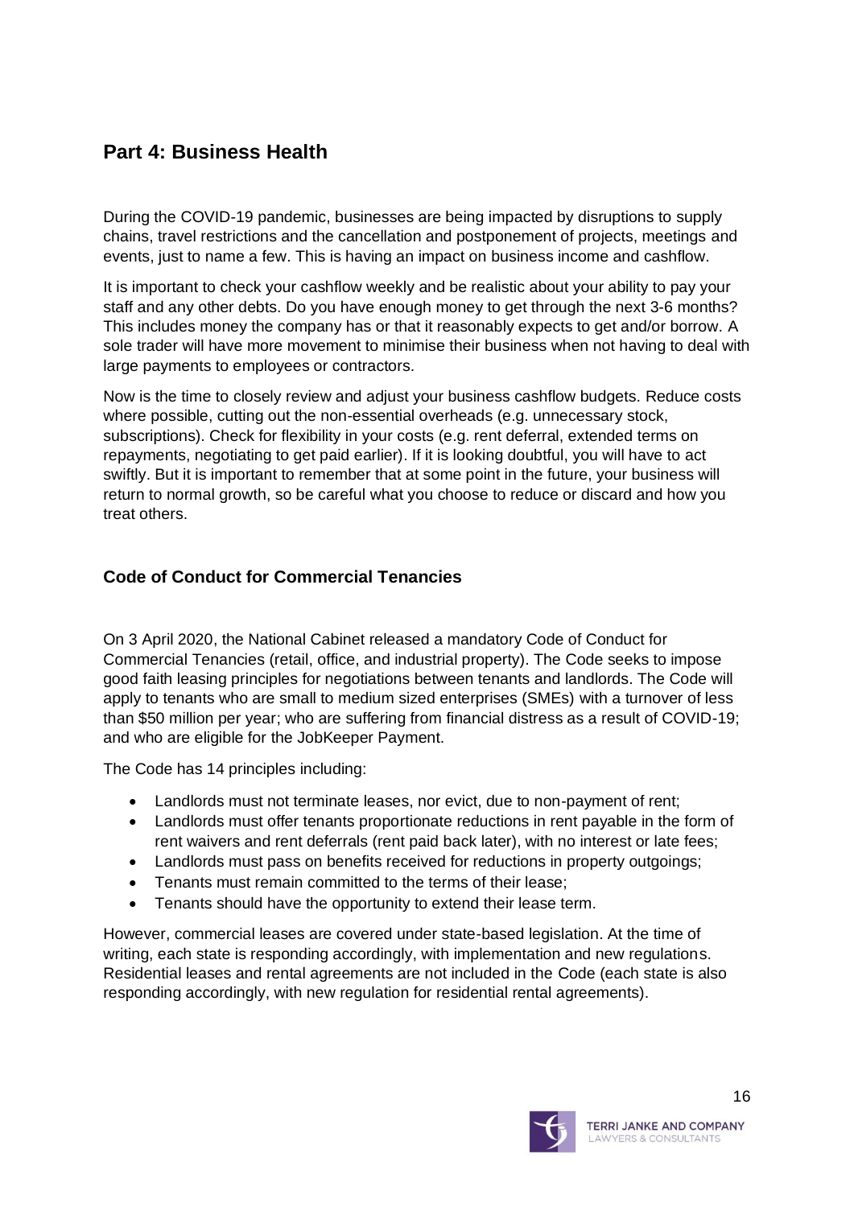## Part 4: Business Health

During the COVID-19 pandemic, businesses are being impacted by disruptions to supply chains, travel restrictions and the cancellation and postponement of projects, meetings and events, just to name a few. This is having an impact on business income and cashflow.

It is important to check your cashflow weekly and be realistic about your ability to pay your staff and any other debts. Do you have enough money to get through the next 3-6 months? This includes money the company has or that it reasonably expects to get and/or borrow. A sole trader will have more movement to minimise their business when not having to deal with large payments to employees or contractors.

Now is the time to closely review and adjust your business cashflow budgets. Reduce costs where possible, cutting out the non-essential overheads (e.g. unnecessary stock, subscriptions). Check for flexibility in your costs (e.g. rent deferral, extended terms on repayments, negotiating to get paid earlier). If it is looking doubtful, you will have to act swiftly. But it is important to remember that at some point in the future, your business will return to normal growth, so be careful what you choose to reduce or discard and how you treat others.

### Code of Conduct for Commercial Tenancies

On 3 April 2020, the National Cabinet released a mandatory Code of Conduct for Commercial Tenancies (retail, office, and industrial property). The Code seeks to impose good faith leasing principles for negotiations between tenants and landlords. The Code will apply to tenants who are small to medium sized enterprises (SMEs) with a turnover of less than $50 million per year; who are suffering from financial distress as a result of COVID-19; and who are eligible for the JobKeeper Payment.

The Code has 14 principles including:

- Landlords must not terminate leases, nor evict, due to non-payment of rent;
- Landlords must offer tenants proportionate reductions in rent payable in the form of rent waivers and rent deferrals (rent paid back later), with no interest or late fees;
- Landlords must pass on benefits received for reductions in property outgoings;
- Tenants must remain committed to the terms of their lease;
- Tenants should have the opportunity to extend their lease term.

However, commercial leases are covered under state-based legislation. At the time of writing, each state is responding accordingly, with implementation and new regulations. Residential leases and rental agreements are not included in the Code (each state is also responding accordingly, with new regulation for residential rental agreements).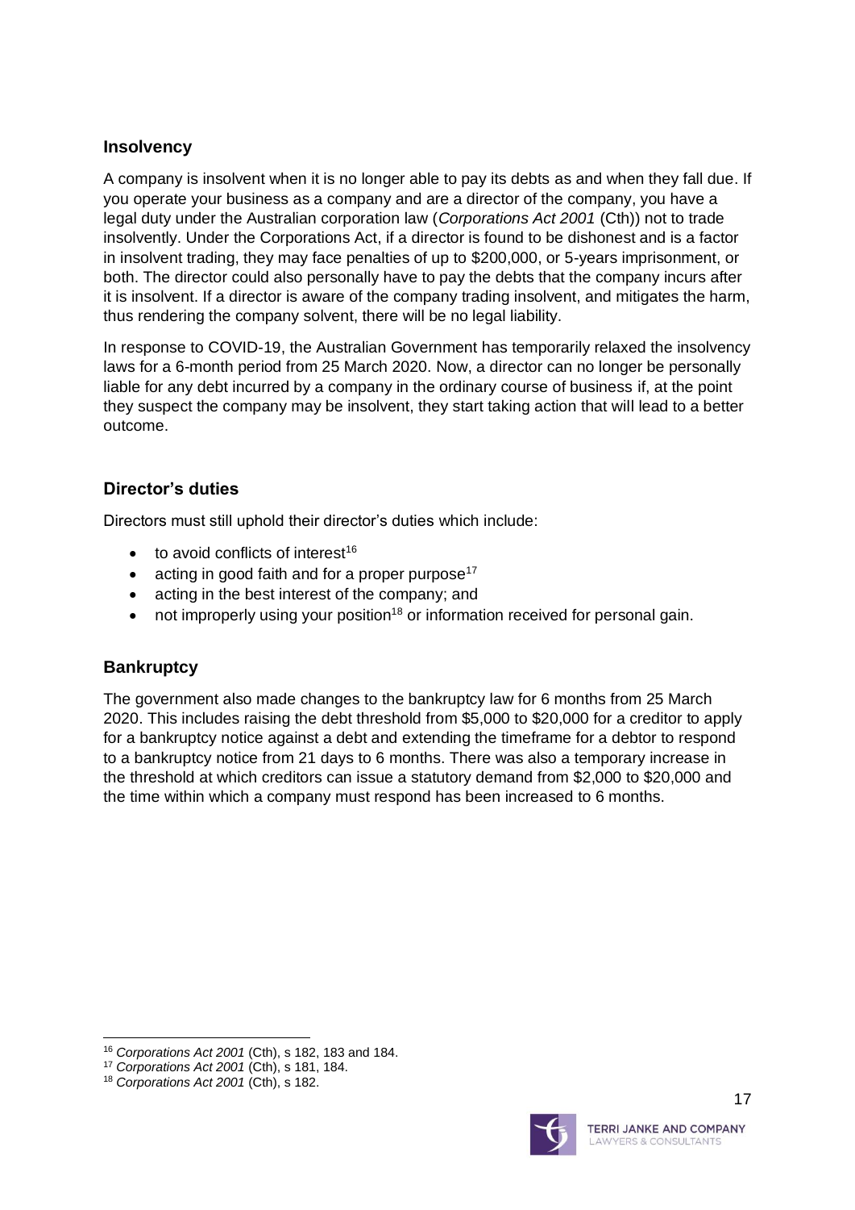## Insolvency

A company is insolvent when it is no longer able to pay its debts as and when they fall due. If you operate your business as a company and are a director of the company, you have a legal duty under the Australian corporation law (*Corporations Act 2001* (Cth)) not to trade insolvently. Under the Corporations Act, if a director is found to be dishonest and is a factor in insolvent trading, they may face penalties of up to $200,000, or 5-years imprisonment, or both. The director could also personally have to pay the debts that the company incurs after it is insolvent. If a director is aware of the company trading insolvent, and mitigates the harm, thus rendering the company solvent, there will be no legal liability.

In response to COVID-19, the Australian Government has temporarily relaxed the insolvency laws for a 6-month period from 25 March 2020. Now, a director can no longer be personally liable for any debt incurred by a company in the ordinary course of business if, at the point they suspect the company may be insolvent, they start taking action that will lead to a better outcome.

## Director's duties

Directors must still uphold their director's duties which include:

- to avoid conflicts of interest[16]
- acting in good faith and for a proper purpose[17]
- acting in the best interest of the company; and
- not improperly using your position[18] or information received for personal gain.

## Bankruptcy

The government also made changes to the bankruptcy law for 6 months from 25 March 2020. This includes raising the debt threshold from $5,000 to $20,000 for a creditor to apply for a bankruptcy notice against a debt and extending the timeframe for a debtor to respond to a bankruptcy notice from 21 days to 6 months. There was also a temporary increase in the threshold at which creditors can issue a statutory demand from $2,000 to $20,000 and the time within which a company must respond has been increased to 6 months.

---

[16] *Corporations Act 2001* (Cth), s 182, 183 and 184.

[17] *Corporations Act 2001* (Cth), s 181, 184.

[18] *Corporations Act 2001* (Cth), s 182.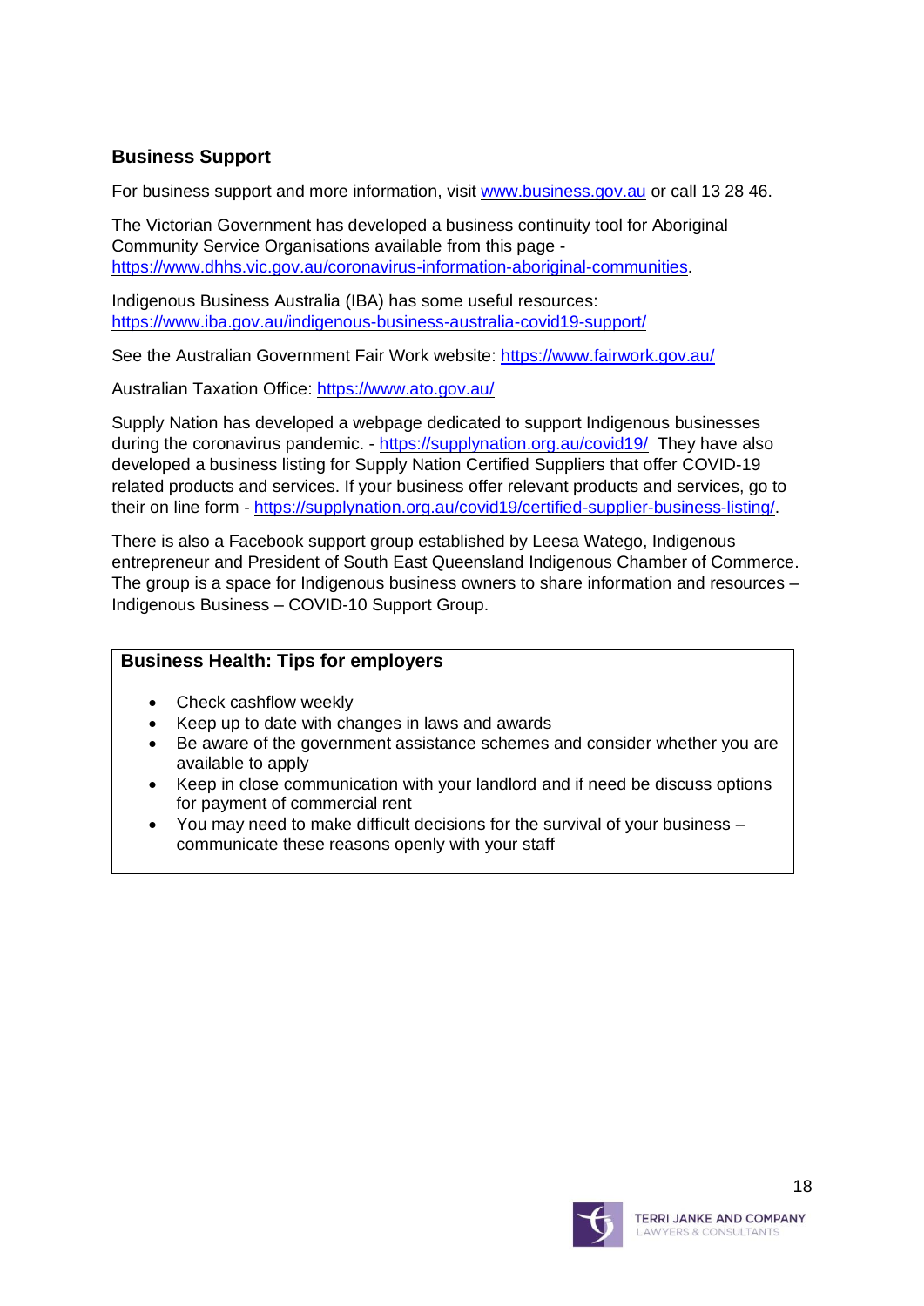### Business Support

For business support and more information, visit [www.business.gov.au](http://www.business.gov.au) or call 13 28 46.

The Victorian Government has developed a business continuity tool for Aboriginal Community Service Organisations available from this page - [https://www.dhhs.vic.gov.au/coronavirus-information-aboriginal-communities](https://www.dhhs.vic.gov.au/coronavirus-information-aboriginal-communities).

Indigenous Business Australia (IBA) has some useful resources: [https://www.iba.gov.au/indigenous-business-australia-covid19-support/](https://www.iba.gov.au/indigenous-business-australia-covid19-support/)

See the Australian Government Fair Work website: [https://www.fairwork.gov.au/](https://www.fairwork.gov.au/)

Australian Taxation Office: [https://www.ato.gov.au/](https://www.ato.gov.au/)

Supply Nation has developed a webpage dedicated to support Indigenous businesses during the coronavirus pandemic. - [https://supplynation.org.au/covid19/](https://supplynation.org.au/covid19/) They have also developed a business listing for Supply Nation Certified Suppliers that offer COVID-19 related products and services. If your business offer relevant products and services, go to their on line form - [https://supplynation.org.au/covid19/certified-supplier-business-listing/](https://supplynation.org.au/covid19/certified-supplier-business-listing/).

There is also a Facebook support group established by Leesa Watego, Indigenous entrepreneur and President of South East Queensland Indigenous Chamber of Commerce. The group is a space for Indigenous business owners to share information and resources – Indigenous Business – COVID-10 Support Group.

**Business Health: Tips for employers**

- Check cashflow weekly
- Keep up to date with changes in laws and awards
- Be aware of the government assistance schemes and consider whether you are available to apply
- Keep in close communication with your landlord and if need be discuss options for payment of commercial rent
- You may need to make difficult decisions for the survival of your business – communicate these reasons openly with your staff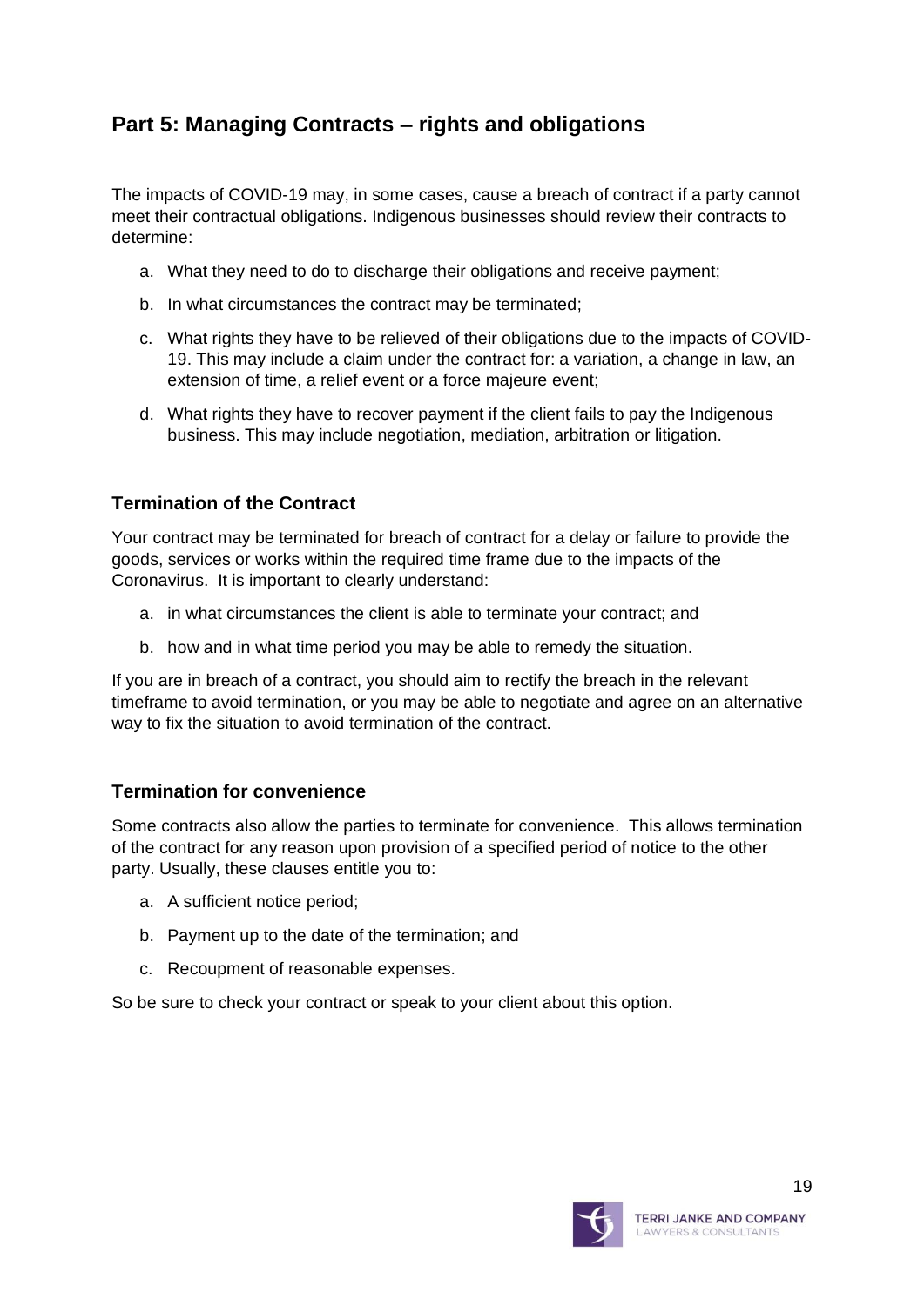## Part 5: Managing Contracts – rights and obligations

The impacts of COVID-19 may, in some cases, cause a breach of contract if a party cannot meet their contractual obligations. Indigenous businesses should review their contracts to determine:

a. What they need to do to discharge their obligations and receive payment;

b. In what circumstances the contract may be terminated;

c. What rights they have to be relieved of their obligations due to the impacts of COVID-19. This may include a claim under the contract for: a variation, a change in law, an extension of time, a relief event or a force majeure event;

d. What rights they have to recover payment if the client fails to pay the Indigenous business. This may include negotiation, mediation, arbitration or litigation.

### Termination of the Contract

Your contract may be terminated for breach of contract for a delay or failure to provide the goods, services or works within the required time frame due to the impacts of the Coronavirus. It is important to clearly understand:

a. in what circumstances the client is able to terminate your contract; and

b. how and in what time period you may be able to remedy the situation.

If you are in breach of a contract, you should aim to rectify the breach in the relevant timeframe to avoid termination, or you may be able to negotiate and agree on an alternative way to fix the situation to avoid termination of the contract.

### Termination for convenience

Some contracts also allow the parties to terminate for convenience. This allows termination of the contract for any reason upon provision of a specified period of notice to the other party. Usually, these clauses entitle you to:

a. A sufficient notice period;

b. Payment up to the date of the termination; and

c. Recoupment of reasonable expenses.

So be sure to check your contract or speak to your client about this option.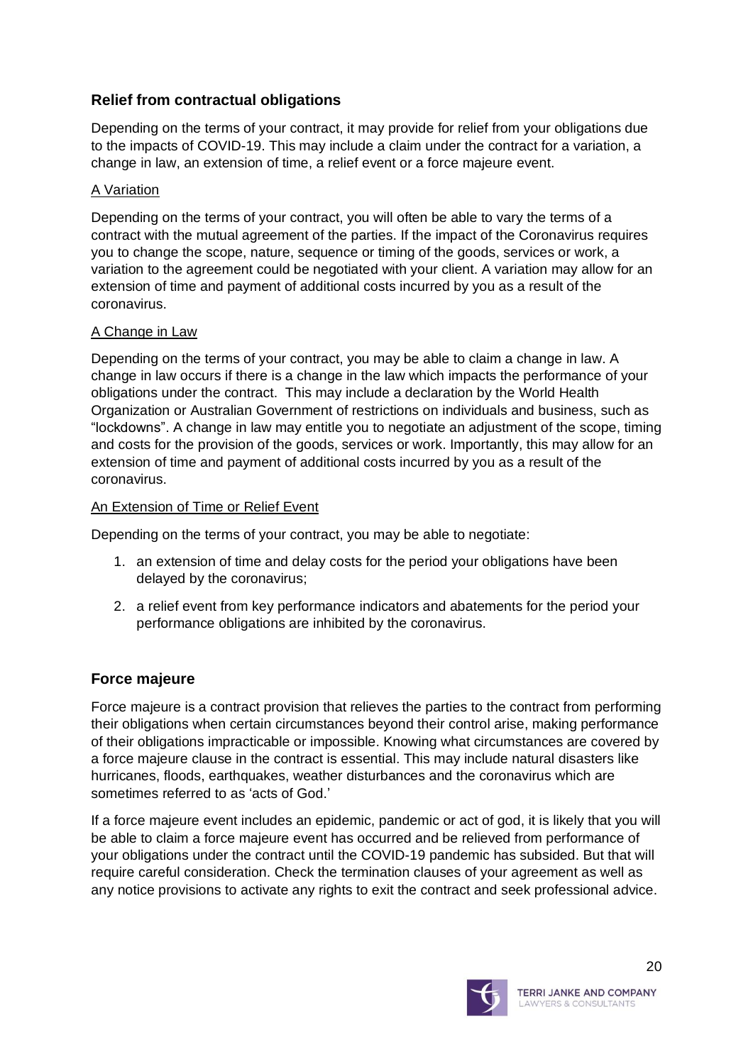## Relief from contractual obligations

Depending on the terms of your contract, it may provide for relief from your obligations due to the impacts of COVID-19. This may include a claim under the contract for a variation, a change in law, an extension of time, a relief event or a force majeure event.

<u>A Variation</u>

Depending on the terms of your contract, you will often be able to vary the terms of a contract with the mutual agreement of the parties. If the impact of the Coronavirus requires you to change the scope, nature, sequence or timing of the goods, services or work, a variation to the agreement could be negotiated with your client. A variation may allow for an extension of time and payment of additional costs incurred by you as a result of the coronavirus.

<u>A Change in Law</u>

Depending on the terms of your contract, you may be able to claim a change in law. A change in law occurs if there is a change in the law which impacts the performance of your obligations under the contract. This may include a declaration by the World Health Organization or Australian Government of restrictions on individuals and business, such as "lockdowns". A change in law may entitle you to negotiate an adjustment of the scope, timing and costs for the provision of the goods, services or work. Importantly, this may allow for an extension of time and payment of additional costs incurred by you as a result of the coronavirus.

<u>An Extension of Time or Relief Event</u>

Depending on the terms of your contract, you may be able to negotiate:

1. an extension of time and delay costs for the period your obligations have been delayed by the coronavirus;
2. a relief event from key performance indicators and abatements for the period your performance obligations are inhibited by the coronavirus.

## Force majeure

Force majeure is a contract provision that relieves the parties to the contract from performing their obligations when certain circumstances beyond their control arise, making performance of their obligations impracticable or impossible. Knowing what circumstances are covered by a force majeure clause in the contract is essential. This may include natural disasters like hurricanes, floods, earthquakes, weather disturbances and the coronavirus which are sometimes referred to as 'acts of God.'

If a force majeure event includes an epidemic, pandemic or act of god, it is likely that you will be able to claim a force majeure event has occurred and be relieved from performance of your obligations under the contract until the COVID-19 pandemic has subsided. But that will require careful consideration. Check the termination clauses of your agreement as well as any notice provisions to activate any rights to exit the contract and seek professional advice.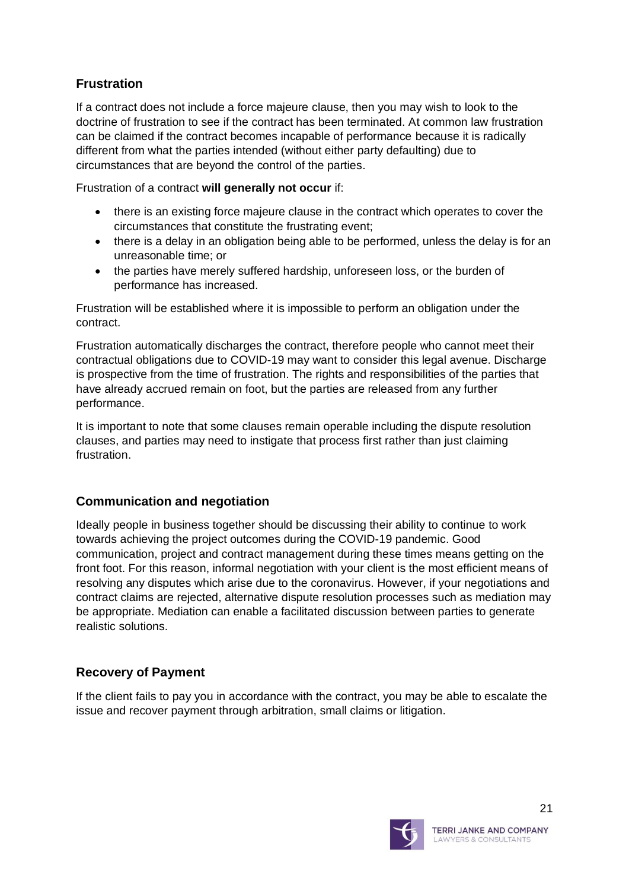### Frustration

If a contract does not include a force majeure clause, then you may wish to look to the doctrine of frustration to see if the contract has been terminated. At common law frustration can be claimed if the contract becomes incapable of performance because it is radically different from what the parties intended (without either party defaulting) due to circumstances that are beyond the control of the parties.

Frustration of a contract **will generally not occur** if:

- there is an existing force majeure clause in the contract which operates to cover the circumstances that constitute the frustrating event;
- there is a delay in an obligation being able to be performed, unless the delay is for an unreasonable time; or
- the parties have merely suffered hardship, unforeseen loss, or the burden of performance has increased.

Frustration will be established where it is impossible to perform an obligation under the contract.

Frustration automatically discharges the contract, therefore people who cannot meet their contractual obligations due to COVID-19 may want to consider this legal avenue. Discharge is prospective from the time of frustration. The rights and responsibilities of the parties that have already accrued remain on foot, but the parties are released from any further performance.

It is important to note that some clauses remain operable including the dispute resolution clauses, and parties may need to instigate that process first rather than just claiming frustration.

### Communication and negotiation

Ideally people in business together should be discussing their ability to continue to work towards achieving the project outcomes during the COVID-19 pandemic. Good communication, project and contract management during these times means getting on the front foot. For this reason, informal negotiation with your client is the most efficient means of resolving any disputes which arise due to the coronavirus. However, if your negotiations and contract claims are rejected, alternative dispute resolution processes such as mediation may be appropriate. Mediation can enable a facilitated discussion between parties to generate realistic solutions.

### Recovery of Payment

If the client fails to pay you in accordance with the contract, you may be able to escalate the issue and recover payment through arbitration, small claims or litigation.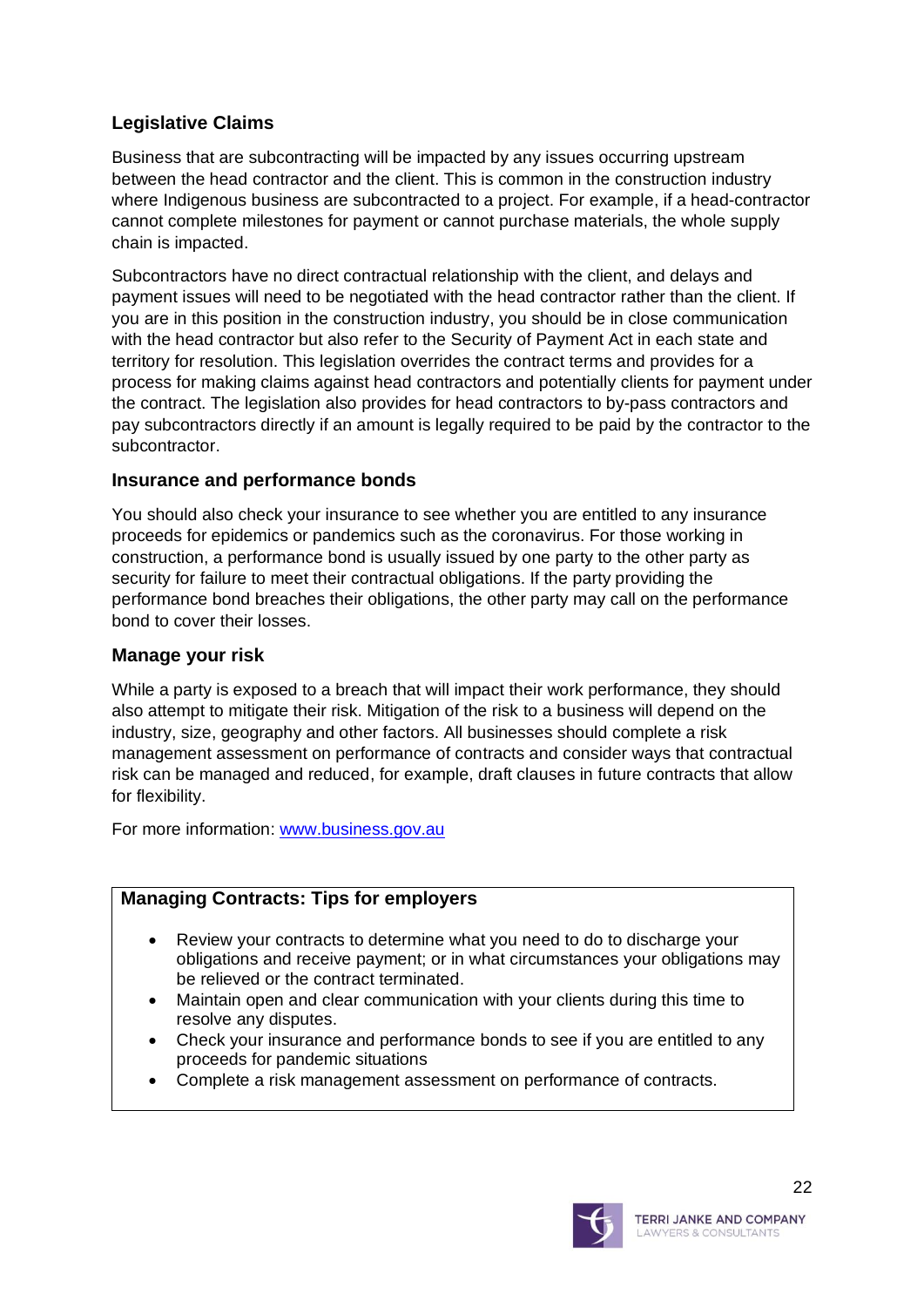### Legislative Claims

Business that are subcontracting will be impacted by any issues occurring upstream between the head contractor and the client. This is common in the construction industry where Indigenous business are subcontracted to a project. For example, if a head-contractor cannot complete milestones for payment or cannot purchase materials, the whole supply chain is impacted.

Subcontractors have no direct contractual relationship with the client, and delays and payment issues will need to be negotiated with the head contractor rather than the client. If you are in this position in the construction industry, you should be in close communication with the head contractor but also refer to the Security of Payment Act in each state and territory for resolution. This legislation overrides the contract terms and provides for a process for making claims against head contractors and potentially clients for payment under the contract. The legislation also provides for head contractors to by-pass contractors and pay subcontractors directly if an amount is legally required to be paid by the contractor to the subcontractor.

### Insurance and performance bonds

You should also check your insurance to see whether you are entitled to any insurance proceeds for epidemics or pandemics such as the coronavirus. For those working in construction, a performance bond is usually issued by one party to the other party as security for failure to meet their contractual obligations. If the party providing the performance bond breaches their obligations, the other party may call on the performance bond to cover their losses.

### Manage your risk

While a party is exposed to a breach that will impact their work performance, they should also attempt to mitigate their risk. Mitigation of the risk to a business will depend on the industry, size, geography and other factors. All businesses should complete a risk management assessment on performance of contracts and consider ways that contractual risk can be managed and reduced, for example, draft clauses in future contracts that allow for flexibility.

For more information: [www.business.gov.au](www.business.gov.au)

**Managing Contracts: Tips for employers**

- Review your contracts to determine what you need to do to discharge your obligations and receive payment; or in what circumstances your obligations may be relieved or the contract terminated.
- Maintain open and clear communication with your clients during this time to resolve any disputes.
- Check your insurance and performance bonds to see if you are entitled to any proceeds for pandemic situations
- Complete a risk management assessment on performance of contracts.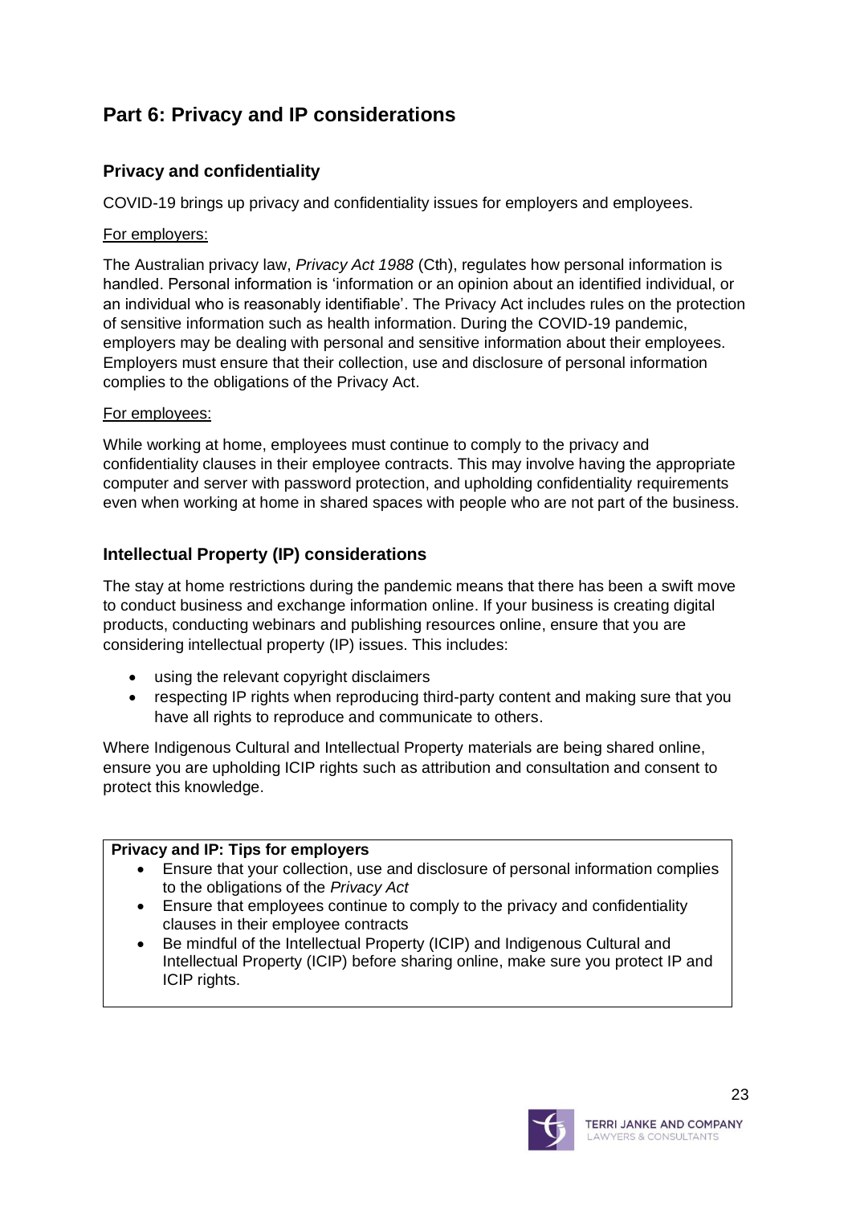## Part 6: Privacy and IP considerations

### Privacy and confidentiality

COVID-19 brings up privacy and confidentiality issues for employers and employees.

For employers:

The Australian privacy law, *Privacy Act 1988* (Cth), regulates how personal information is handled. Personal information is 'information or an opinion about an identified individual, or an individual who is reasonably identifiable'. The Privacy Act includes rules on the protection of sensitive information such as health information. During the COVID-19 pandemic, employers may be dealing with personal and sensitive information about their employees. Employers must ensure that their collection, use and disclosure of personal information complies to the obligations of the Privacy Act.

For employees:

While working at home, employees must continue to comply to the privacy and confidentiality clauses in their employee contracts. This may involve having the appropriate computer and server with password protection, and upholding confidentiality requirements even when working at home in shared spaces with people who are not part of the business.

### Intellectual Property (IP) considerations

The stay at home restrictions during the pandemic means that there has been a swift move to conduct business and exchange information online. If your business is creating digital products, conducting webinars and publishing resources online, ensure that you are considering intellectual property (IP) issues. This includes:

- using the relevant copyright disclaimers
- respecting IP rights when reproducing third-party content and making sure that you have all rights to reproduce and communicate to others.

Where Indigenous Cultural and Intellectual Property materials are being shared online, ensure you are upholding ICIP rights such as attribution and consultation and consent to protect this knowledge.

**Privacy and IP: Tips for employers**

- Ensure that your collection, use and disclosure of personal information complies to the obligations of the *Privacy Act*
- Ensure that employees continue to comply to the privacy and confidentiality clauses in their employee contracts
- Be mindful of the Intellectual Property (ICIP) and Indigenous Cultural and Intellectual Property (ICIP) before sharing online, make sure you protect IP and ICIP rights.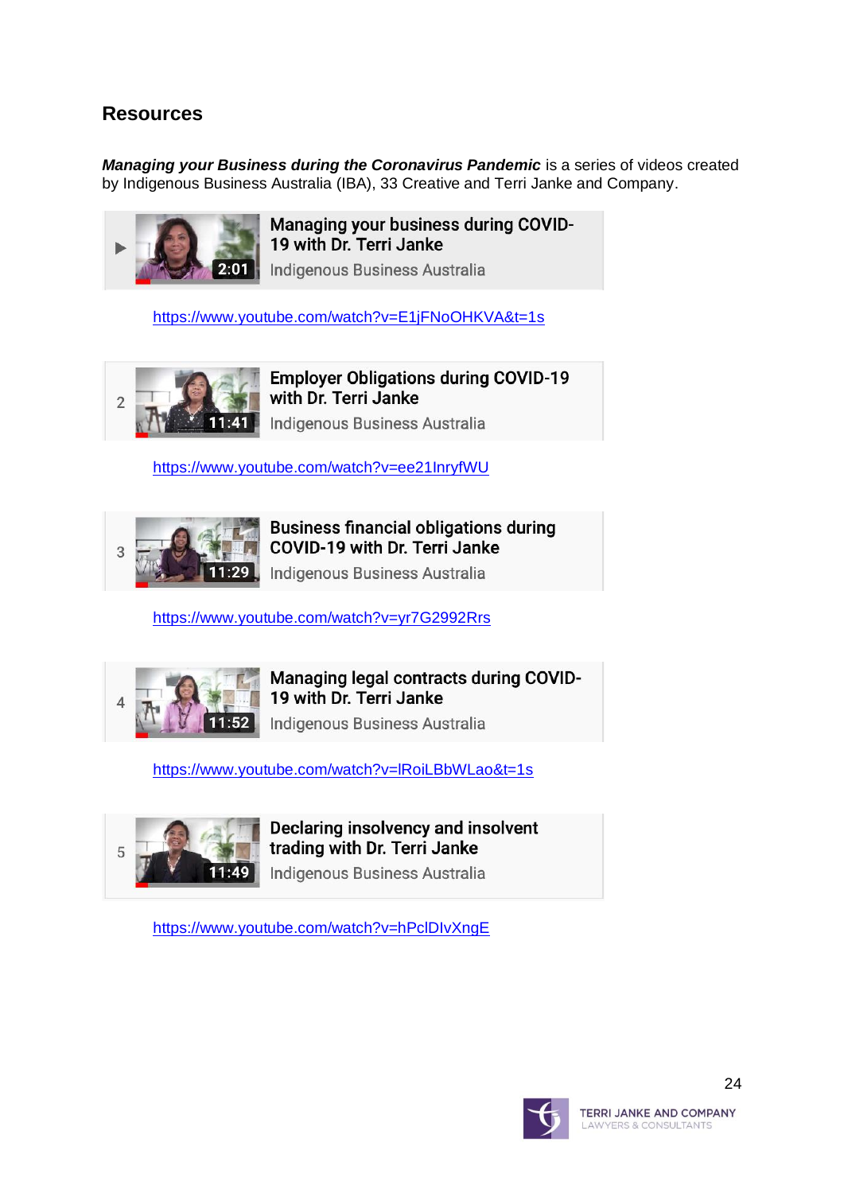## Resources

***Managing your Business during the Coronavirus Pandemic*** is a series of videos created by Indigenous Business Australia (IBA), 33 Creative and Terri Janke and Company.

1. Managing your business during COVID-19 with Dr. Terri Janke
   Indigenous Business Australia
   2:01

   https://www.youtube.com/watch?v=E1jFNoOHKVA&t=1s

2. Employer Obligations during COVID-19 with Dr. Terri Janke
   Indigenous Business Australia
   11:41

   https://www.youtube.com/watch?v=ee21InryfWU

3. Business financial obligations during COVID-19 with Dr. Terri Janke
   Indigenous Business Australia
   11:29

   https://www.youtube.com/watch?v=yr7G2992Rrs

4. Managing legal contracts during COVID-19 with Dr. Terri Janke
   Indigenous Business Australia
   11:52

   https://www.youtube.com/watch?v=lRoiLBbWLao&t=1s

5. Declaring insolvency and insolvent trading with Dr. Terri Janke
   Indigenous Business Australia
   11:49

   https://www.youtube.com/watch?v=hPclDIvXngE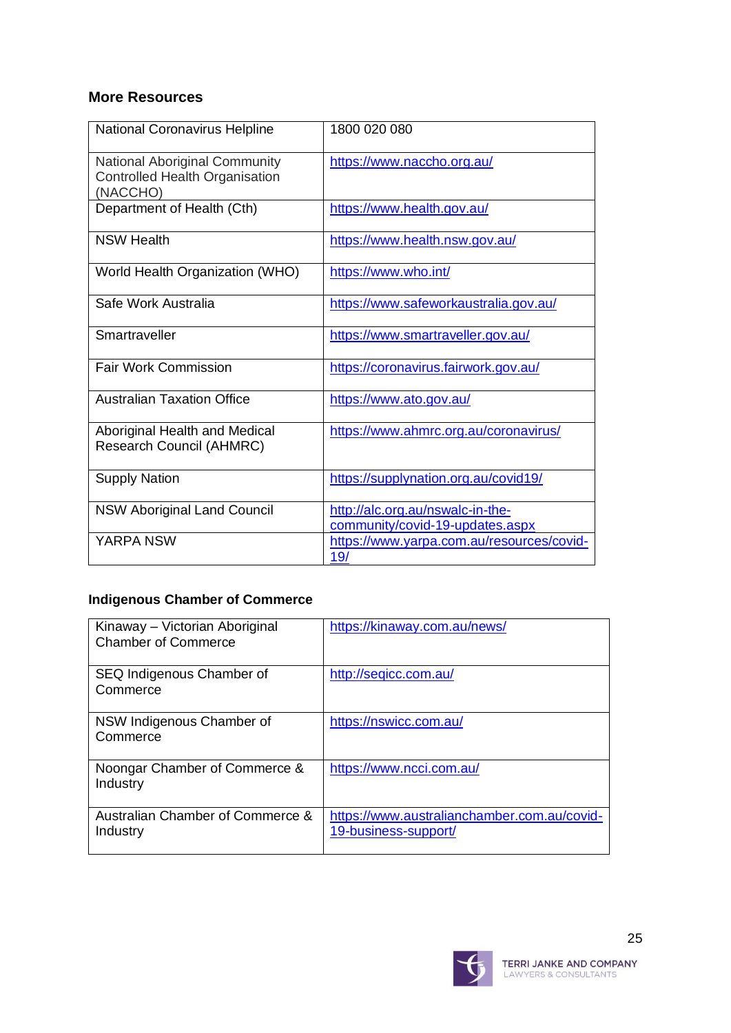### More Resources

| | |
|---|---|
| National Coronavirus Helpline | 1800 020 080 |
| National Aboriginal Community Controlled Health Organisation (NACCHO) | https://www.naccho.org.au/ |
| Department of Health (Cth) | https://www.health.gov.au/ |
| NSW Health | https://www.health.nsw.gov.au/ |
| World Health Organization (WHO) | https://www.who.int/ |
| Safe Work Australia | https://www.safeworkaustralia.gov.au/ |
| Smartraveller | https://www.smartraveller.gov.au/ |
| Fair Work Commission | https://coronavirus.fairwork.gov.au/ |
| Australian Taxation Office | https://www.ato.gov.au/ |
| Aboriginal Health and Medical Research Council (AHMRC) | https://www.ahmrc.org.au/coronavirus/ |
| Supply Nation | https://supplynation.org.au/covid19/ |
| NSW Aboriginal Land Council | http://alc.org.au/nswalc-in-the-community/covid-19-updates.aspx |
| YARPA NSW | https://www.yarpa.com.au/resources/covid-19/ |

### Indigenous Chamber of Commerce

| | |
|---|---|
| Kinaway – Victorian Aboriginal Chamber of Commerce | https://kinaway.com.au/news/ |
| SEQ Indigenous Chamber of Commerce | http://seqicc.com.au/ |
| NSW Indigenous Chamber of Commerce | https://nswicc.com.au/ |
| Noongar Chamber of Commerce & Industry | https://www.ncci.com.au/ |
| Australian Chamber of Commerce & Industry | https://www.australianchamber.com.au/covid-19-business-support/ |